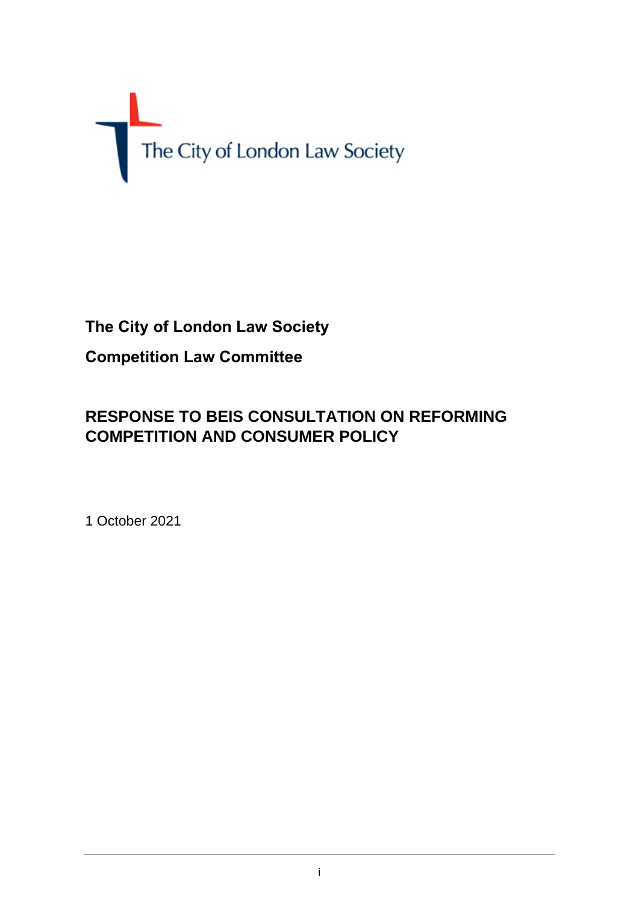The City of London Law Society

**The City of London Law Society**

**Competition Law Committee**

## RESPONSE TO BEIS CONSULTATION ON REFORMING COMPETITION AND CONSUMER POLICY

1 October 2021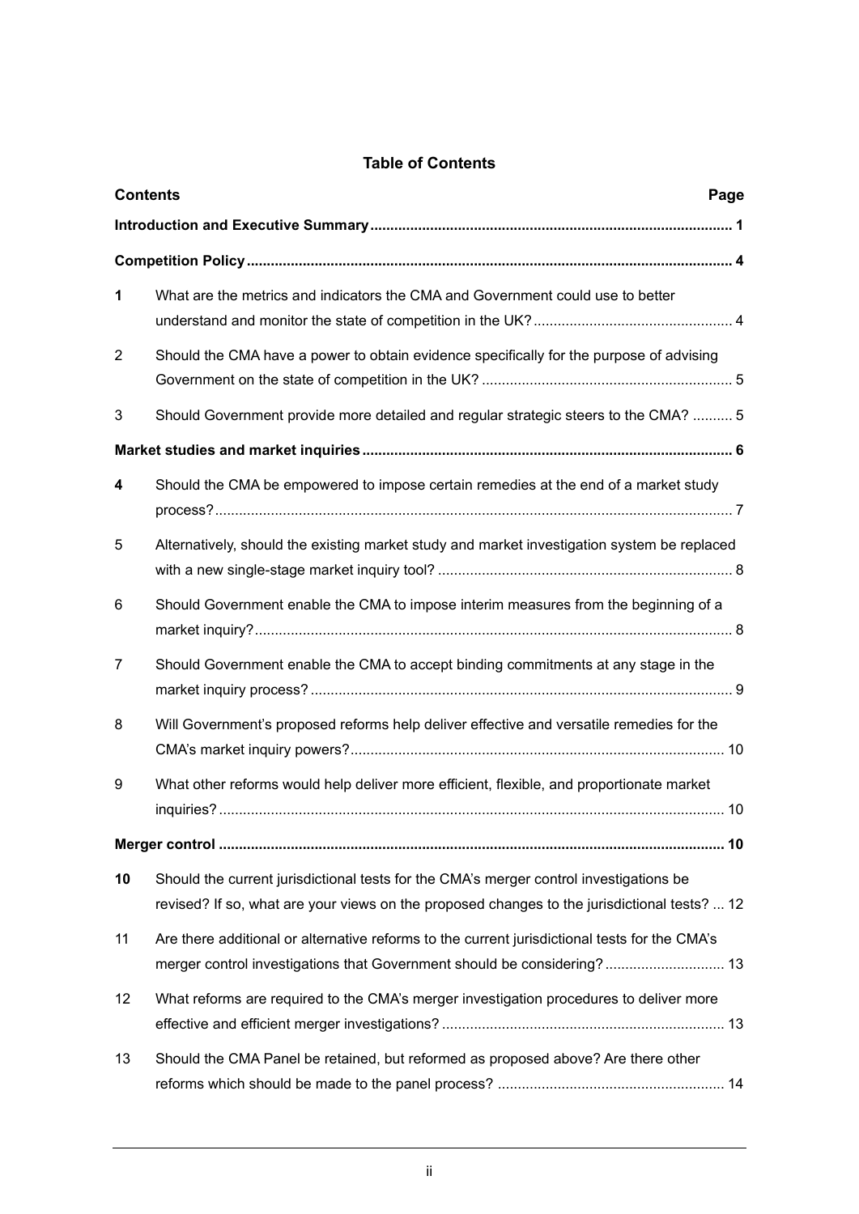## Table of Contents

| Contents | | Page |
|---|---|---|
| **Introduction and Executive Summary** | | **1** |
| **Competition Policy** | | **4** |
| **1** | What are the metrics and indicators the CMA and Government could use to better understand and monitor the state of competition in the UK? | 4 |
| 2 | Should the CMA have a power to obtain evidence specifically for the purpose of advising Government on the state of competition in the UK? | 5 |
| 3 | Should Government provide more detailed and regular strategic steers to the CMA? | 5 |
| **Market studies and market inquiries** | | **6** |
| **4** | Should the CMA be empowered to impose certain remedies at the end of a market study process? | 7 |
| 5 | Alternatively, should the existing market study and market investigation system be replaced with a new single-stage market inquiry tool? | 8 |
| 6 | Should Government enable the CMA to impose interim measures from the beginning of a market inquiry? | 8 |
| 7 | Should Government enable the CMA to accept binding commitments at any stage in the market inquiry process? | 9 |
| 8 | Will Government's proposed reforms help deliver effective and versatile remedies for the CMA's market inquiry powers? | 10 |
| 9 | What other reforms would help deliver more efficient, flexible, and proportionate market inquiries? | 10 |
| **Merger control** | | **10** |
| **10** | Should the current jurisdictional tests for the CMA's merger control investigations be revised? If so, what are your views on the proposed changes to the jurisdictional tests? | 12 |
| 11 | Are there additional or alternative reforms to the current jurisdictional tests for the CMA's merger control investigations that Government should be considering? | 13 |
| 12 | What reforms are required to the CMA's merger investigation procedures to deliver more effective and efficient merger investigations? | 13 |
| 13 | Should the CMA Panel be retained, but reformed as proposed above? Are there other reforms which should be made to the panel process? | 14 |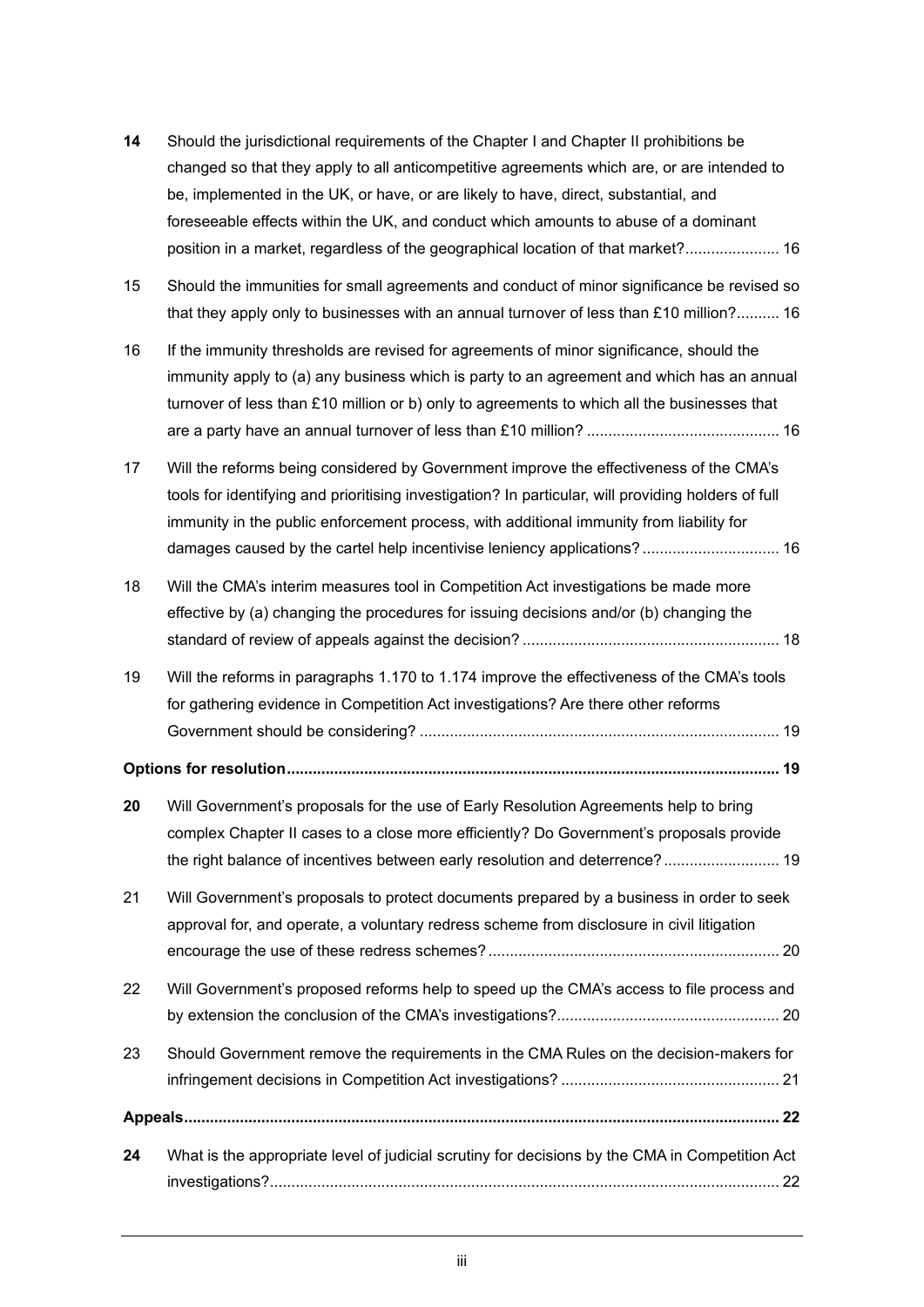**14** Should the jurisdictional requirements of the Chapter I and Chapter II prohibitions be changed so that they apply to all anticompetitive agreements which are, or are intended to be, implemented in the UK, or have, or are likely to have, direct, substantial, and foreseeable effects within the UK, and conduct which amounts to abuse of a dominant position in a market, regardless of the geographical location of that market? ...................... 16

15 Should the immunities for small agreements and conduct of minor significance be revised so that they apply only to businesses with an annual turnover of less than £10 million? .......... 16

16 If the immunity thresholds are revised for agreements of minor significance, should the immunity apply to (a) any business which is party to an agreement and which has an annual turnover of less than £10 million or b) only to agreements to which all the businesses that are a party have an annual turnover of less than £10 million? ............................................ 16

17 Will the reforms being considered by Government improve the effectiveness of the CMA's tools for identifying and prioritising investigation? In particular, will providing holders of full immunity in the public enforcement process, with additional immunity from liability for damages caused by the cartel help incentivise leniency applications? ................................ 16

18 Will the CMA's interim measures tool in Competition Act investigations be made more effective by (a) changing the procedures for issuing decisions and/or (b) changing the standard of review of appeals against the decision? ........................................................... 18

19 Will the reforms in paragraphs 1.170 to 1.174 improve the effectiveness of the CMA's tools for gathering evidence in Competition Act investigations? Are there other reforms Government should be considering? .................................................................................. 19

**Options for resolution ................................................................................................................. 19**

**20** Will Government's proposals for the use of Early Resolution Agreements help to bring complex Chapter II cases to a close more efficiently? Do Government's proposals provide the right balance of incentives between early resolution and deterrence? ........................... 19

21 Will Government's proposals to protect documents prepared by a business in order to seek approval for, and operate, a voluntary redress scheme from disclosure in civil litigation encourage the use of these redress schemes? ................................................................... 20

22 Will Government's proposed reforms help to speed up the CMA's access to file process and by extension the conclusion of the CMA's investigations? ................................................... 20

23 Should Government remove the requirements in the CMA Rules on the decision-makers for infringement decisions in Competition Act investigations? .................................................. 21

**Appeals ......................................................................................................................................... 22**

**24** What is the appropriate level of judicial scrutiny for decisions by the CMA in Competition Act investigations? ..................................................................................................................... 22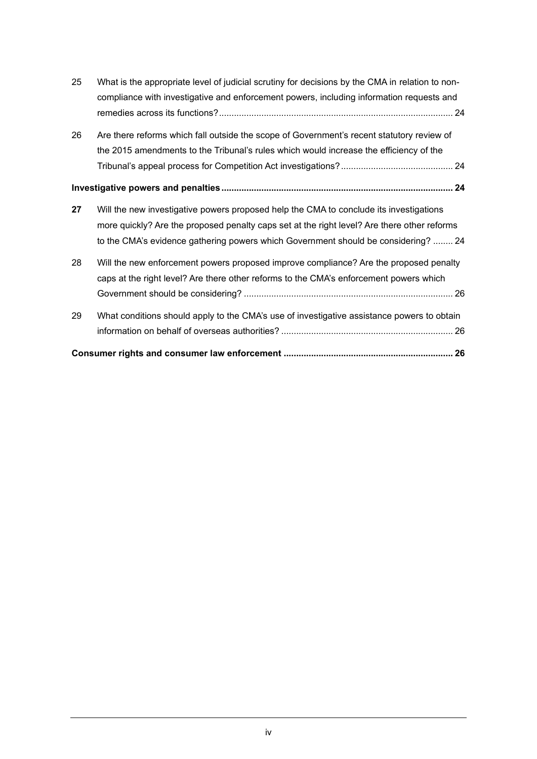25 What is the appropriate level of judicial scrutiny for decisions by the CMA in relation to non-compliance with investigative and enforcement powers, including information requests and remedies across its functions? ........ 24

26 Are there reforms which fall outside the scope of Government's recent statutory review of the 2015 amendments to the Tribunal's rules which would increase the efficiency of the Tribunal's appeal process for Competition Act investigations? ........ 24

**Investigative powers and penalties ........ 24**

**27** Will the new investigative powers proposed help the CMA to conclude its investigations more quickly? Are the proposed penalty caps set at the right level? Are there other reforms to the CMA's evidence gathering powers which Government should be considering? ........ 24

28 Will the new enforcement powers proposed improve compliance? Are the proposed penalty caps at the right level? Are there other reforms to the CMA's enforcement powers which Government should be considering? ........ 26

29 What conditions should apply to the CMA's use of investigative assistance powers to obtain information on behalf of overseas authorities? ........ 26

**Consumer rights and consumer law enforcement ........ 26**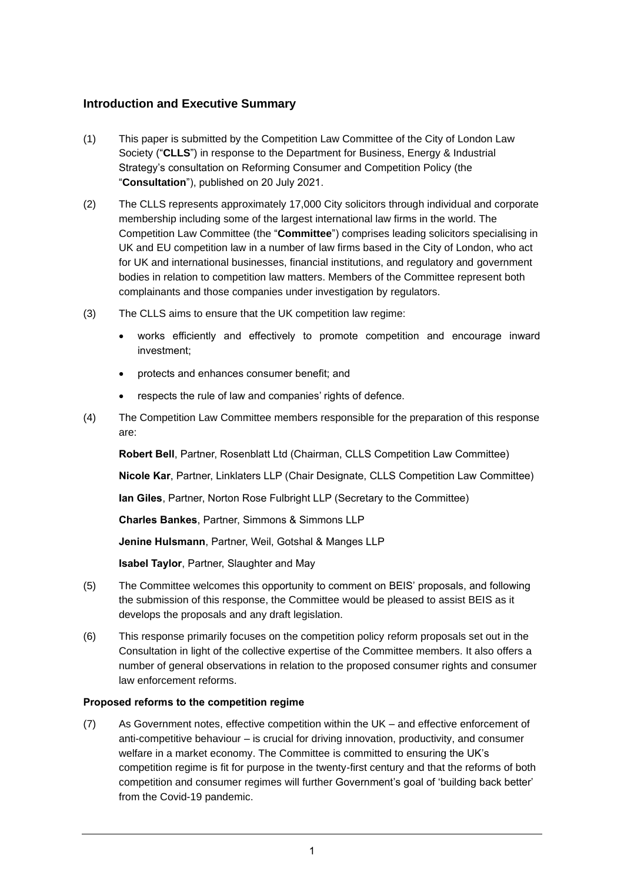## Introduction and Executive Summary

(1) This paper is submitted by the Competition Law Committee of the City of London Law Society ("**CLLS**") in response to the Department for Business, Energy & Industrial Strategy's consultation on Reforming Consumer and Competition Policy (the "**Consultation**"), published on 20 July 2021.

(2) The CLLS represents approximately 17,000 City solicitors through individual and corporate membership including some of the largest international law firms in the world. The Competition Law Committee (the "**Committee**") comprises leading solicitors specialising in UK and EU competition law in a number of law firms based in the City of London, who act for UK and international businesses, financial institutions, and regulatory and government bodies in relation to competition law matters. Members of the Committee represent both complainants and those companies under investigation by regulators.

(3) The CLLS aims to ensure that the UK competition law regime:

- works efficiently and effectively to promote competition and encourage inward investment;
- protects and enhances consumer benefit; and
- respects the rule of law and companies' rights of defence.

(4) The Competition Law Committee members responsible for the preparation of this response are:

**Robert Bell**, Partner, Rosenblatt Ltd (Chairman, CLLS Competition Law Committee)

**Nicole Kar**, Partner, Linklaters LLP (Chair Designate, CLLS Competition Law Committee)

**Ian Giles**, Partner, Norton Rose Fulbright LLP (Secretary to the Committee)

**Charles Bankes**, Partner, Simmons & Simmons LLP

**Jenine Hulsmann**, Partner, Weil, Gotshal & Manges LLP

**Isabel Taylor**, Partner, Slaughter and May

(5) The Committee welcomes this opportunity to comment on BEIS' proposals, and following the submission of this response, the Committee would be pleased to assist BEIS as it develops the proposals and any draft legislation.

(6) This response primarily focuses on the competition policy reform proposals set out in the Consultation in light of the collective expertise of the Committee members. It also offers a number of general observations in relation to the proposed consumer rights and consumer law enforcement reforms.

### Proposed reforms to the competition regime

(7) As Government notes, effective competition within the UK – and effective enforcement of anti-competitive behaviour – is crucial for driving innovation, productivity, and consumer welfare in a market economy. The Committee is committed to ensuring the UK's competition regime is fit for purpose in the twenty-first century and that the reforms of both competition and consumer regimes will further Government's goal of 'building back better' from the Covid-19 pandemic.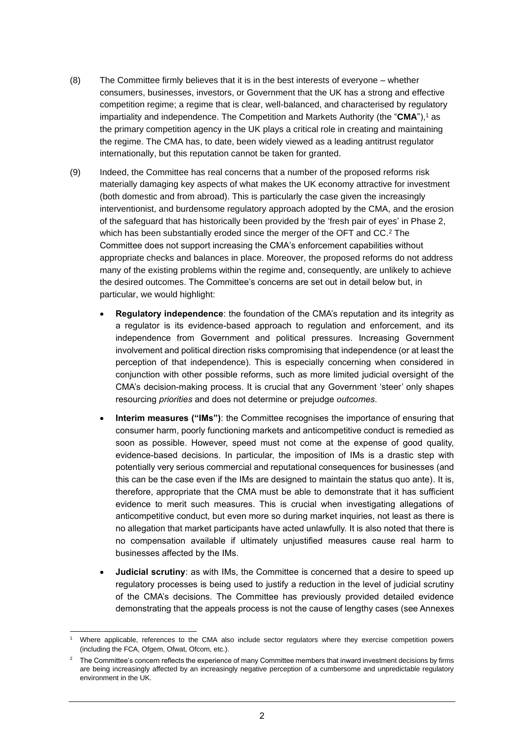(8) The Committee firmly believes that it is in the best interests of everyone – whether consumers, businesses, investors, or Government that the UK has a strong and effective competition regime; a regime that is clear, well-balanced, and characterised by regulatory impartiality and independence. The Competition and Markets Authority (the "**CMA**"),[1] as the primary competition agency in the UK plays a critical role in creating and maintaining the regime. The CMA has, to date, been widely viewed as a leading antitrust regulator internationally, but this reputation cannot be taken for granted.

(9) Indeed, the Committee has real concerns that a number of the proposed reforms risk materially damaging key aspects of what makes the UK economy attractive for investment (both domestic and from abroad). This is particularly the case given the increasingly interventionist, and burdensome regulatory approach adopted by the CMA, and the erosion of the safeguard that has historically been provided by the 'fresh pair of eyes' in Phase 2, which has been substantially eroded since the merger of the OFT and CC.[2] The Committee does not support increasing the CMA's enforcement capabilities without appropriate checks and balances in place. Moreover, the proposed reforms do not address many of the existing problems within the regime and, consequently, are unlikely to achieve the desired outcomes. The Committee's concerns are set out in detail below but, in particular, we would highlight:

- **Regulatory independence**: the foundation of the CMA's reputation and its integrity as a regulator is its evidence-based approach to regulation and enforcement, and its independence from Government and political pressures. Increasing Government involvement and political direction risks compromising that independence (or at least the perception of that independence). This is especially concerning when considered in conjunction with other possible reforms, such as more limited judicial oversight of the CMA's decision-making process. It is crucial that any Government 'steer' only shapes resourcing *priorities* and does not determine or prejudge *outcomes*.

- **Interim measures ("IMs")**: the Committee recognises the importance of ensuring that consumer harm, poorly functioning markets and anticompetitive conduct is remedied as soon as possible. However, speed must not come at the expense of good quality, evidence-based decisions. In particular, the imposition of IMs is a drastic step with potentially very serious commercial and reputational consequences for businesses (and this can be the case even if the IMs are designed to maintain the status quo ante). It is, therefore, appropriate that the CMA must be able to demonstrate that it has sufficient evidence to merit such measures. This is crucial when investigating allegations of anticompetitive conduct, but even more so during market inquiries, not least as there is no allegation that market participants have acted unlawfully. It is also noted that there is no compensation available if ultimately unjustified measures cause real harm to businesses affected by the IMs.

- **Judicial scrutiny**: as with IMs, the Committee is concerned that a desire to speed up regulatory processes is being used to justify a reduction in the level of judicial scrutiny of the CMA's decisions. The Committee has previously provided detailed evidence demonstrating that the appeals process is not the cause of lengthy cases (see Annexes

---

[1] Where applicable, references to the CMA also include sector regulators where they exercise competition powers (including the FCA, Ofgem, Ofwat, Ofcom, etc.).

[2] The Committee's concern reflects the experience of many Committee members that inward investment decisions by firms are being increasingly affected by an increasingly negative perception of a cumbersome and unpredictable regulatory environment in the UK.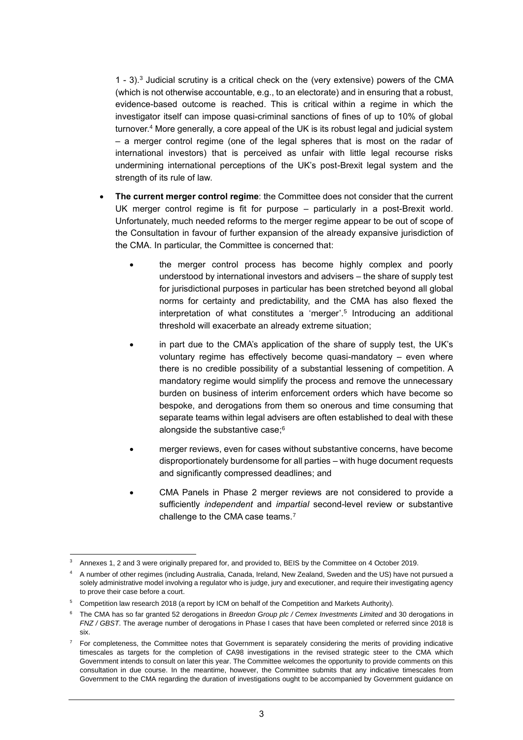1 - 3).[3] Judicial scrutiny is a critical check on the (very extensive) powers of the CMA (which is not otherwise accountable, e.g., to an electorate) and in ensuring that a robust, evidence-based outcome is reached. This is critical within a regime in which the investigator itself can impose quasi-criminal sanctions of fines of up to 10% of global turnover.[4] More generally, a core appeal of the UK is its robust legal and judicial system – a merger control regime (one of the legal spheres that is most on the radar of international investors) that is perceived as unfair with little legal recourse risks undermining international perceptions of the UK's post-Brexit legal system and the strength of its rule of law.

- **The current merger control regime**: the Committee does not consider that the current UK merger control regime is fit for purpose – particularly in a post-Brexit world. Unfortunately, much needed reforms to the merger regime appear to be out of scope of the Consultation in favour of further expansion of the already expansive jurisdiction of the CMA. In particular, the Committee is concerned that:
  - the merger control process has become highly complex and poorly understood by international investors and advisers – the share of supply test for jurisdictional purposes in particular has been stretched beyond all global norms for certainty and predictability, and the CMA has also flexed the interpretation of what constitutes a 'merger'.[5] Introducing an additional threshold will exacerbate an already extreme situation;
  - in part due to the CMA's application of the share of supply test, the UK's voluntary regime has effectively become quasi-mandatory – even where there is no credible possibility of a substantial lessening of competition. A mandatory regime would simplify the process and remove the unnecessary burden on business of interim enforcement orders which have become so bespoke, and derogations from them so onerous and time consuming that separate teams within legal advisers are often established to deal with these alongside the substantive case;[6]
  - merger reviews, even for cases without substantive concerns, have become disproportionately burdensome for all parties – with huge document requests and significantly compressed deadlines; and
  - CMA Panels in Phase 2 merger reviews are not considered to provide a sufficiently *independent* and *impartial* second-level review or substantive challenge to the CMA case teams.[7]

---

[3] Annexes 1, 2 and 3 were originally prepared for, and provided to, BEIS by the Committee on 4 October 2019.

[4] A number of other regimes (including Australia, Canada, Ireland, New Zealand, Sweden and the US) have not pursued a solely administrative model involving a regulator who is judge, jury and executioner, and require their investigating agency to prove their case before a court.

[5] Competition law research 2018 (a report by ICM on behalf of the Competition and Markets Authority).

[6] The CMA has so far granted 52 derogations in *Breedon Group plc / Cemex Investments Limited* and 30 derogations in *FNZ / GBST*. The average number of derogations in Phase I cases that have been completed or referred since 2018 is six.

[7] For completeness, the Committee notes that Government is separately considering the merits of providing indicative timescales as targets for the completion of CA98 investigations in the revised strategic steer to the CMA which Government intends to consult on later this year. The Committee welcomes the opportunity to provide comments on this consultation in due course. In the meantime, however, the Committee submits that any indicative timescales from Government to the CMA regarding the duration of investigations ought to be accompanied by Government guidance on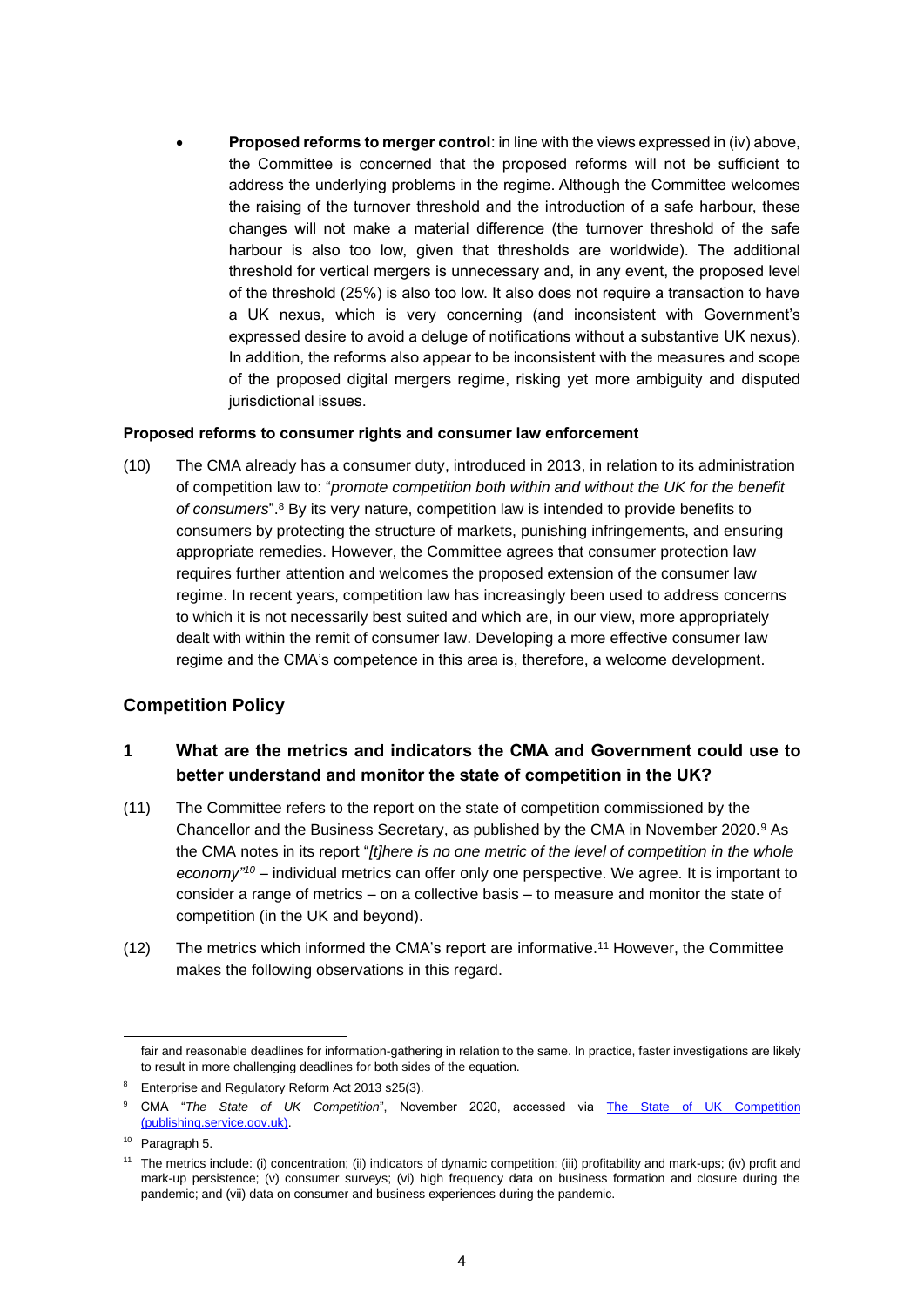- **Proposed reforms to merger control**: in line with the views expressed in (iv) above, the Committee is concerned that the proposed reforms will not be sufficient to address the underlying problems in the regime. Although the Committee welcomes the raising of the turnover threshold and the introduction of a safe harbour, these changes will not make a material difference (the turnover threshold of the safe harbour is also too low, given that thresholds are worldwide). The additional threshold for vertical mergers is unnecessary and, in any event, the proposed level of the threshold (25%) is also too low. It also does not require a transaction to have a UK nexus, which is very concerning (and inconsistent with Government's expressed desire to avoid a deluge of notifications without a substantive UK nexus). In addition, the reforms also appear to be inconsistent with the measures and scope of the proposed digital mergers regime, risking yet more ambiguity and disputed jurisdictional issues.

**Proposed reforms to consumer rights and consumer law enforcement**

(10) The CMA already has a consumer duty, introduced in 2013, in relation to its administration of competition law to: "*promote competition both within and without the UK for the benefit of consumers*".[8] By its very nature, competition law is intended to provide benefits to consumers by protecting the structure of markets, punishing infringements, and ensuring appropriate remedies. However, the Committee agrees that consumer protection law requires further attention and welcomes the proposed extension of the consumer law regime. In recent years, competition law has increasingly been used to address concerns to which it is not necessarily best suited and which are, in our view, more appropriately dealt with within the remit of consumer law. Developing a more effective consumer law regime and the CMA's competence in this area is, therefore, a welcome development.

## Competition Policy

### 1 What are the metrics and indicators the CMA and Government could use to better understand and monitor the state of competition in the UK?

(11) The Committee refers to the report on the state of competition commissioned by the Chancellor and the Business Secretary, as published by the CMA in November 2020.[9] As the CMA notes in its report "*[t]here is no one metric of the level of competition in the whole economy"*[10] – individual metrics can offer only one perspective. We agree. It is important to consider a range of metrics – on a collective basis – to measure and monitor the state of competition (in the UK and beyond).

(12) The metrics which informed the CMA's report are informative.[11] However, the Committee makes the following observations in this regard.

---

fair and reasonable deadlines for information-gathering in relation to the same. In practice, faster investigations are likely to result in more challenging deadlines for both sides of the equation.

[8] Enterprise and Regulatory Reform Act 2013 s25(3).

[9] CMA "*The State of UK Competition*", November 2020, accessed via [The State of UK Competition (publishing.service.gov.uk)](publishing.service.gov.uk).

[10] Paragraph 5.

[11] The metrics include: (i) concentration; (ii) indicators of dynamic competition; (iii) profitability and mark-ups; (iv) profit and mark-up persistence; (v) consumer surveys; (vi) high frequency data on business formation and closure during the pandemic; and (vii) data on consumer and business experiences during the pandemic.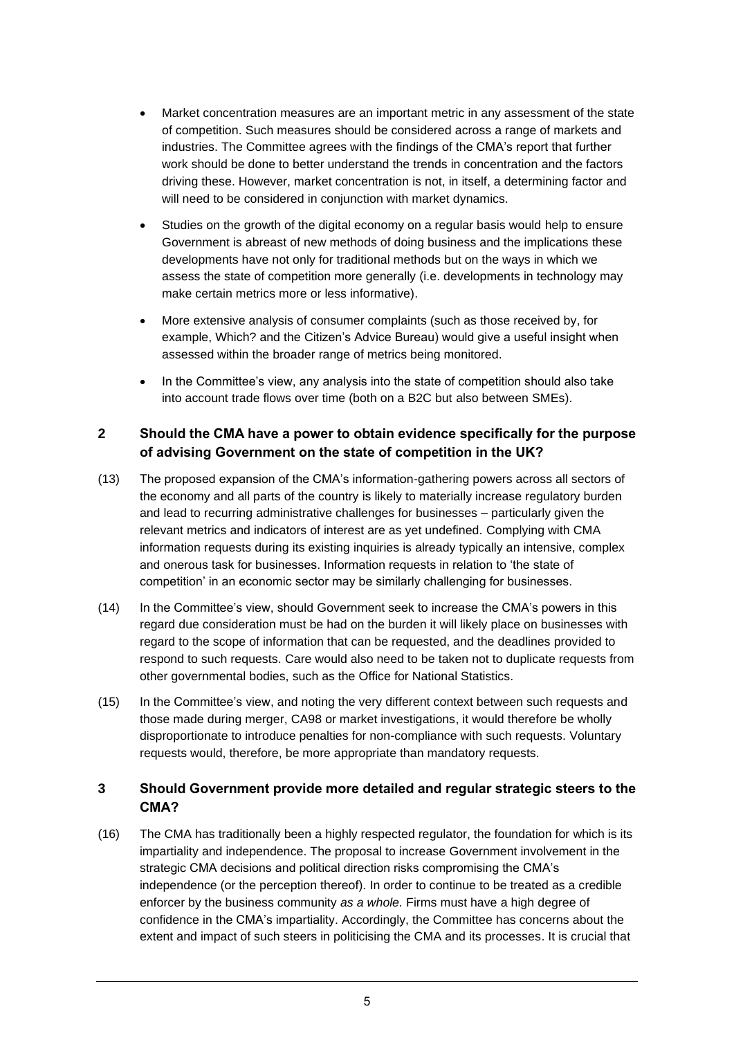- Market concentration measures are an important metric in any assessment of the state of competition. Such measures should be considered across a range of markets and industries. The Committee agrees with the findings of the CMA's report that further work should be done to better understand the trends in concentration and the factors driving these. However, market concentration is not, in itself, a determining factor and will need to be considered in conjunction with market dynamics.
- Studies on the growth of the digital economy on a regular basis would help to ensure Government is abreast of new methods of doing business and the implications these developments have not only for traditional methods but on the ways in which we assess the state of competition more generally (i.e. developments in technology may make certain metrics more or less informative).
- More extensive analysis of consumer complaints (such as those received by, for example, Which? and the Citizen's Advice Bureau) would give a useful insight when assessed within the broader range of metrics being monitored.
- In the Committee's view, any analysis into the state of competition should also take into account trade flows over time (both on a B2C but also between SMEs).

## 2 Should the CMA have a power to obtain evidence specifically for the purpose of advising Government on the state of competition in the UK?

(13) The proposed expansion of the CMA's information-gathering powers across all sectors of the economy and all parts of the country is likely to materially increase regulatory burden and lead to recurring administrative challenges for businesses – particularly given the relevant metrics and indicators of interest are as yet undefined. Complying with CMA information requests during its existing inquiries is already typically an intensive, complex and onerous task for businesses. Information requests in relation to 'the state of competition' in an economic sector may be similarly challenging for businesses.

(14) In the Committee's view, should Government seek to increase the CMA's powers in this regard due consideration must be had on the burden it will likely place on businesses with regard to the scope of information that can be requested, and the deadlines provided to respond to such requests. Care would also need to be taken not to duplicate requests from other governmental bodies, such as the Office for National Statistics.

(15) In the Committee's view, and noting the very different context between such requests and those made during merger, CA98 or market investigations, it would therefore be wholly disproportionate to introduce penalties for non-compliance with such requests. Voluntary requests would, therefore, be more appropriate than mandatory requests.

## 3 Should Government provide more detailed and regular strategic steers to the CMA?

(16) The CMA has traditionally been a highly respected regulator, the foundation for which is its impartiality and independence. The proposal to increase Government involvement in the strategic CMA decisions and political direction risks compromising the CMA's independence (or the perception thereof). In order to continue to be treated as a credible enforcer by the business community *as a whole*. Firms must have a high degree of confidence in the CMA's impartiality. Accordingly, the Committee has concerns about the extent and impact of such steers in politicising the CMA and its processes. It is crucial that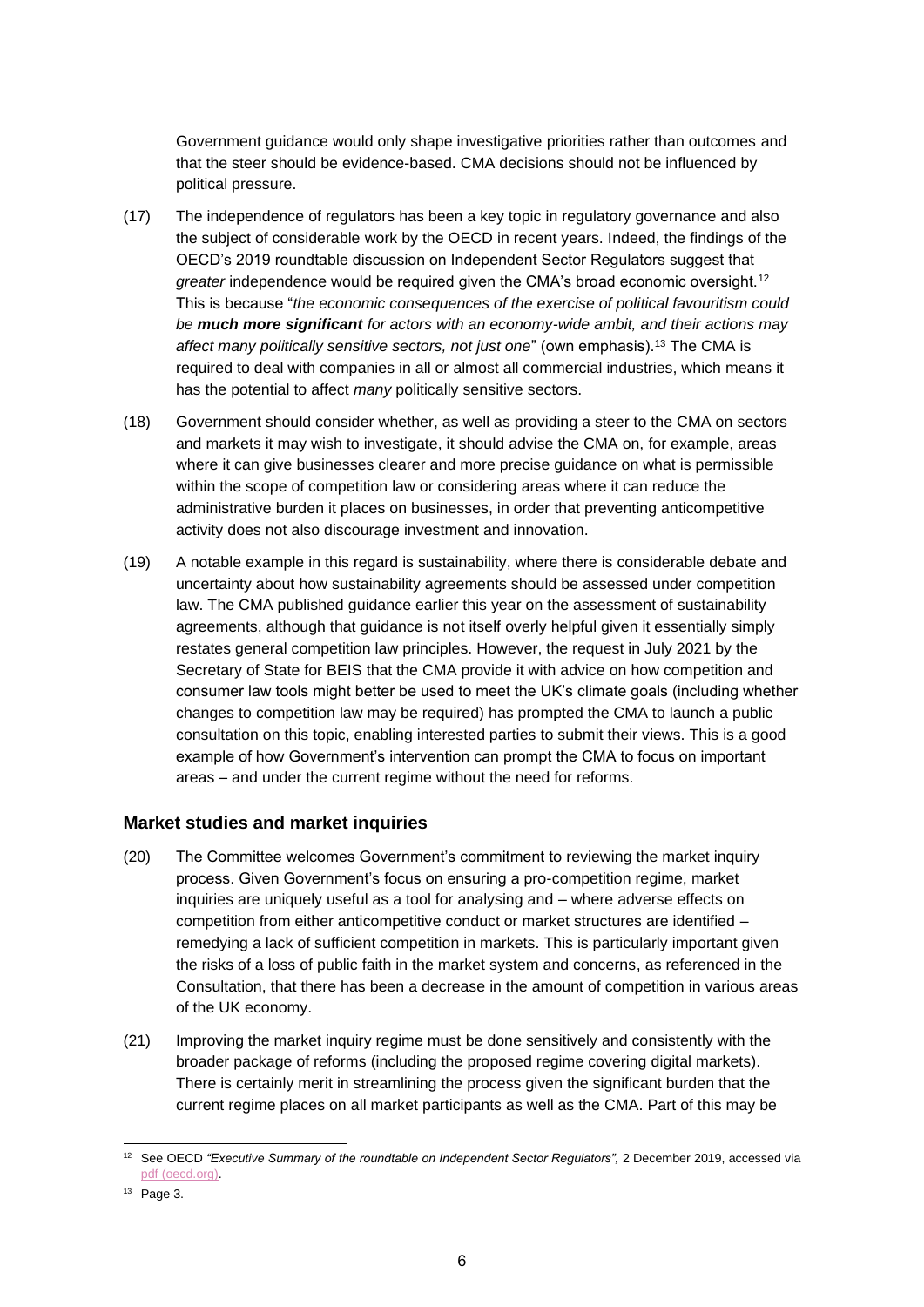Government guidance would only shape investigative priorities rather than outcomes and that the steer should be evidence-based. CMA decisions should not be influenced by political pressure.

(17) The independence of regulators has been a key topic in regulatory governance and also the subject of considerable work by the OECD in recent years. Indeed, the findings of the OECD's 2019 roundtable discussion on Independent Sector Regulators suggest that *greater* independence would be required given the CMA's broad economic oversight.[12] This is because "*the economic consequences of the exercise of political favouritism could be **much more significant** for actors with an economy-wide ambit, and their actions may affect many politically sensitive sectors, not just one*" (own emphasis).[13] The CMA is required to deal with companies in all or almost all commercial industries, which means it has the potential to affect *many* politically sensitive sectors.

(18) Government should consider whether, as well as providing a steer to the CMA on sectors and markets it may wish to investigate, it should advise the CMA on, for example, areas where it can give businesses clearer and more precise guidance on what is permissible within the scope of competition law or considering areas where it can reduce the administrative burden it places on businesses, in order that preventing anticompetitive activity does not also discourage investment and innovation.

(19) A notable example in this regard is sustainability, where there is considerable debate and uncertainty about how sustainability agreements should be assessed under competition law. The CMA published guidance earlier this year on the assessment of sustainability agreements, although that guidance is not itself overly helpful given it essentially simply restates general competition law principles. However, the request in July 2021 by the Secretary of State for BEIS that the CMA provide it with advice on how competition and consumer law tools might better be used to meet the UK's climate goals (including whether changes to competition law may be required) has prompted the CMA to launch a public consultation on this topic, enabling interested parties to submit their views. This is a good example of how Government's intervention can prompt the CMA to focus on important areas – and under the current regime without the need for reforms.

## Market studies and market inquiries

(20) The Committee welcomes Government's commitment to reviewing the market inquiry process. Given Government's focus on ensuring a pro-competition regime, market inquiries are uniquely useful as a tool for analysing and – where adverse effects on competition from either anticompetitive conduct or market structures are identified – remedying a lack of sufficient competition in markets. This is particularly important given the risks of a loss of public faith in the market system and concerns, as referenced in the Consultation, that there has been a decrease in the amount of competition in various areas of the UK economy.

(21) Improving the market inquiry regime must be done sensitively and consistently with the broader package of reforms (including the proposed regime covering digital markets). There is certainly merit in streamlining the process given the significant burden that the current regime places on all market participants as well as the CMA. Part of this may be

[12] See OECD *"Executive Summary of the roundtable on Independent Sector Regulators",* 2 December 2019, accessed via pdf (oecd.org).

[13] Page 3.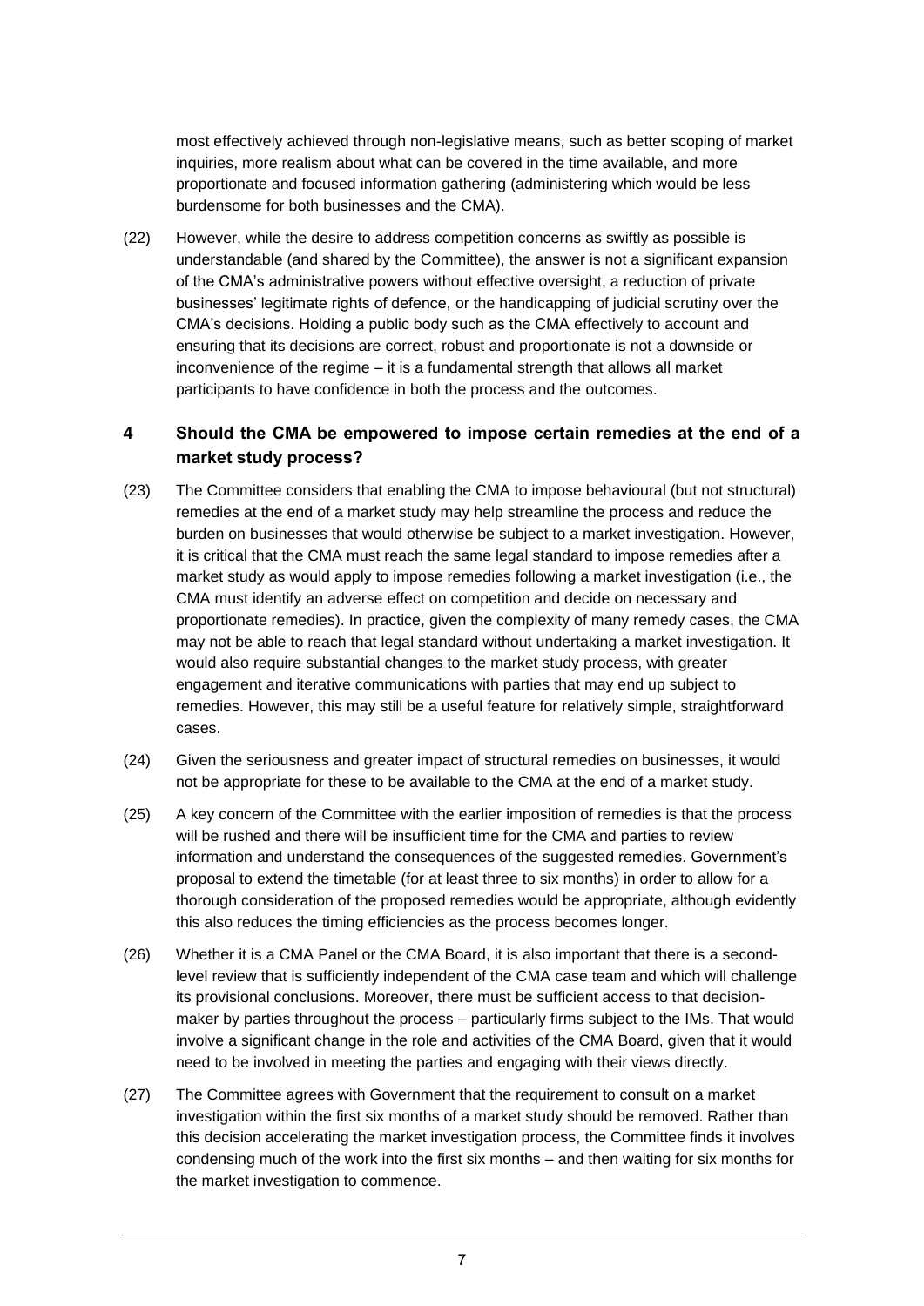most effectively achieved through non-legislative means, such as better scoping of market inquiries, more realism about what can be covered in the time available, and more proportionate and focused information gathering (administering which would be less burdensome for both businesses and the CMA).

(22) However, while the desire to address competition concerns as swiftly as possible is understandable (and shared by the Committee), the answer is not a significant expansion of the CMA's administrative powers without effective oversight, a reduction of private businesses' legitimate rights of defence, or the handicapping of judicial scrutiny over the CMA's decisions. Holding a public body such as the CMA effectively to account and ensuring that its decisions are correct, robust and proportionate is not a downside or inconvenience of the regime – it is a fundamental strength that allows all market participants to have confidence in both the process and the outcomes.

## 4 Should the CMA be empowered to impose certain remedies at the end of a market study process?

(23) The Committee considers that enabling the CMA to impose behavioural (but not structural) remedies at the end of a market study may help streamline the process and reduce the burden on businesses that would otherwise be subject to a market investigation. However, it is critical that the CMA must reach the same legal standard to impose remedies after a market study as would apply to impose remedies following a market investigation (i.e., the CMA must identify an adverse effect on competition and decide on necessary and proportionate remedies). In practice, given the complexity of many remedy cases, the CMA may not be able to reach that legal standard without undertaking a market investigation. It would also require substantial changes to the market study process, with greater engagement and iterative communications with parties that may end up subject to remedies. However, this may still be a useful feature for relatively simple, straightforward cases.

(24) Given the seriousness and greater impact of structural remedies on businesses, it would not be appropriate for these to be available to the CMA at the end of a market study.

(25) A key concern of the Committee with the earlier imposition of remedies is that the process will be rushed and there will be insufficient time for the CMA and parties to review information and understand the consequences of the suggested remedies. Government's proposal to extend the timetable (for at least three to six months) in order to allow for a thorough consideration of the proposed remedies would be appropriate, although evidently this also reduces the timing efficiencies as the process becomes longer.

(26) Whether it is a CMA Panel or the CMA Board, it is also important that there is a second-level review that is sufficiently independent of the CMA case team and which will challenge its provisional conclusions. Moreover, there must be sufficient access to that decision-maker by parties throughout the process – particularly firms subject to the IMs. That would involve a significant change in the role and activities of the CMA Board, given that it would need to be involved in meeting the parties and engaging with their views directly.

(27) The Committee agrees with Government that the requirement to consult on a market investigation within the first six months of a market study should be removed. Rather than this decision accelerating the market investigation process, the Committee finds it involves condensing much of the work into the first six months – and then waiting for six months for the market investigation to commence.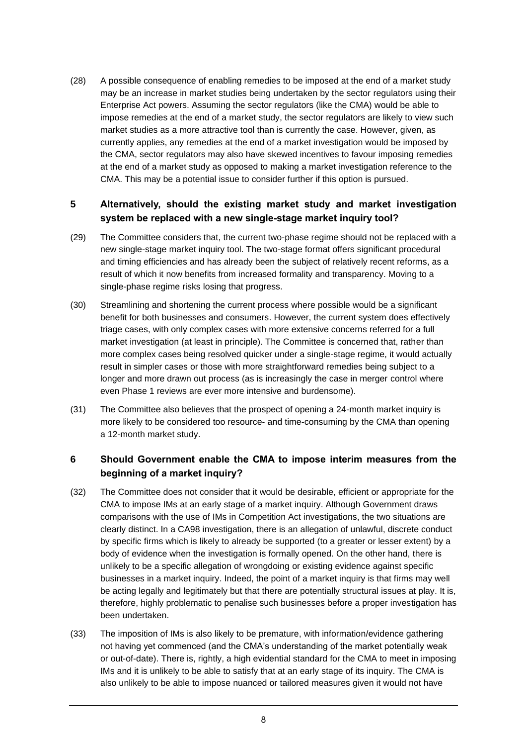(28) A possible consequence of enabling remedies to be imposed at the end of a market study may be an increase in market studies being undertaken by the sector regulators using their Enterprise Act powers. Assuming the sector regulators (like the CMA) would be able to impose remedies at the end of a market study, the sector regulators are likely to view such market studies as a more attractive tool than is currently the case. However, given, as currently applies, any remedies at the end of a market investigation would be imposed by the CMA, sector regulators may also have skewed incentives to favour imposing remedies at the end of a market study as opposed to making a market investigation reference to the CMA. This may be a potential issue to consider further if this option is pursued.

## 5 Alternatively, should the existing market study and market investigation system be replaced with a new single-stage market inquiry tool?

(29) The Committee considers that, the current two-phase regime should not be replaced with a new single-stage market inquiry tool. The two-stage format offers significant procedural and timing efficiencies and has already been the subject of relatively recent reforms, as a result of which it now benefits from increased formality and transparency. Moving to a single-phase regime risks losing that progress.

(30) Streamlining and shortening the current process where possible would be a significant benefit for both businesses and consumers. However, the current system does effectively triage cases, with only complex cases with more extensive concerns referred for a full market investigation (at least in principle). The Committee is concerned that, rather than more complex cases being resolved quicker under a single-stage regime, it would actually result in simpler cases or those with more straightforward remedies being subject to a longer and more drawn out process (as is increasingly the case in merger control where even Phase 1 reviews are ever more intensive and burdensome).

(31) The Committee also believes that the prospect of opening a 24-month market inquiry is more likely to be considered too resource- and time-consuming by the CMA than opening a 12-month market study.

## 6 Should Government enable the CMA to impose interim measures from the beginning of a market inquiry?

(32) The Committee does not consider that it would be desirable, efficient or appropriate for the CMA to impose IMs at an early stage of a market inquiry. Although Government draws comparisons with the use of IMs in Competition Act investigations, the two situations are clearly distinct. In a CA98 investigation, there is an allegation of unlawful, discrete conduct by specific firms which is likely to already be supported (to a greater or lesser extent) by a body of evidence when the investigation is formally opened. On the other hand, there is unlikely to be a specific allegation of wrongdoing or existing evidence against specific businesses in a market inquiry. Indeed, the point of a market inquiry is that firms may well be acting legally and legitimately but that there are potentially structural issues at play. It is, therefore, highly problematic to penalise such businesses before a proper investigation has been undertaken.

(33) The imposition of IMs is also likely to be premature, with information/evidence gathering not having yet commenced (and the CMA's understanding of the market potentially weak or out-of-date). There is, rightly, a high evidential standard for the CMA to meet in imposing IMs and it is unlikely to be able to satisfy that at an early stage of its inquiry. The CMA is also unlikely to be able to impose nuanced or tailored measures given it would not have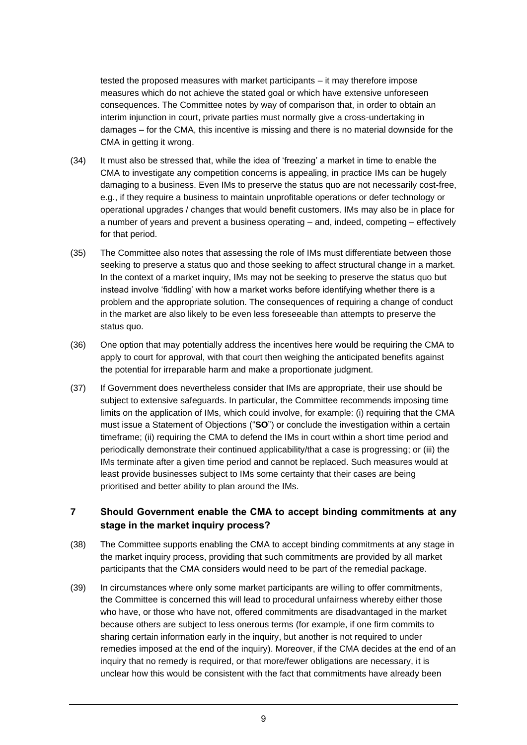tested the proposed measures with market participants – it may therefore impose measures which do not achieve the stated goal or which have extensive unforeseen consequences. The Committee notes by way of comparison that, in order to obtain an interim injunction in court, private parties must normally give a cross-undertaking in damages – for the CMA, this incentive is missing and there is no material downside for the CMA in getting it wrong.

(34) It must also be stressed that, while the idea of 'freezing' a market in time to enable the CMA to investigate any competition concerns is appealing, in practice IMs can be hugely damaging to a business. Even IMs to preserve the status quo are not necessarily cost-free, e.g., if they require a business to maintain unprofitable operations or defer technology or operational upgrades / changes that would benefit customers. IMs may also be in place for a number of years and prevent a business operating – and, indeed, competing – effectively for that period.

(35) The Committee also notes that assessing the role of IMs must differentiate between those seeking to preserve a status quo and those seeking to affect structural change in a market. In the context of a market inquiry, IMs may not be seeking to preserve the status quo but instead involve 'fiddling' with how a market works before identifying whether there is a problem and the appropriate solution. The consequences of requiring a change of conduct in the market are also likely to be even less foreseeable than attempts to preserve the status quo.

(36) One option that may potentially address the incentives here would be requiring the CMA to apply to court for approval, with that court then weighing the anticipated benefits against the potential for irreparable harm and make a proportionate judgment.

(37) If Government does nevertheless consider that IMs are appropriate, their use should be subject to extensive safeguards. In particular, the Committee recommends imposing time limits on the application of IMs, which could involve, for example: (i) requiring that the CMA must issue a Statement of Objections ("**SO**") or conclude the investigation within a certain timeframe; (ii) requiring the CMA to defend the IMs in court within a short time period and periodically demonstrate their continued applicability/that a case is progressing; or (iii) the IMs terminate after a given time period and cannot be replaced. Such measures would at least provide businesses subject to IMs some certainty that their cases are being prioritised and better ability to plan around the IMs.

## 7 Should Government enable the CMA to accept binding commitments at any stage in the market inquiry process?

(38) The Committee supports enabling the CMA to accept binding commitments at any stage in the market inquiry process, providing that such commitments are provided by all market participants that the CMA considers would need to be part of the remedial package.

(39) In circumstances where only some market participants are willing to offer commitments, the Committee is concerned this will lead to procedural unfairness whereby either those who have, or those who have not, offered commitments are disadvantaged in the market because others are subject to less onerous terms (for example, if one firm commits to sharing certain information early in the inquiry, but another is not required to under remedies imposed at the end of the inquiry). Moreover, if the CMA decides at the end of an inquiry that no remedy is required, or that more/fewer obligations are necessary, it is unclear how this would be consistent with the fact that commitments have already been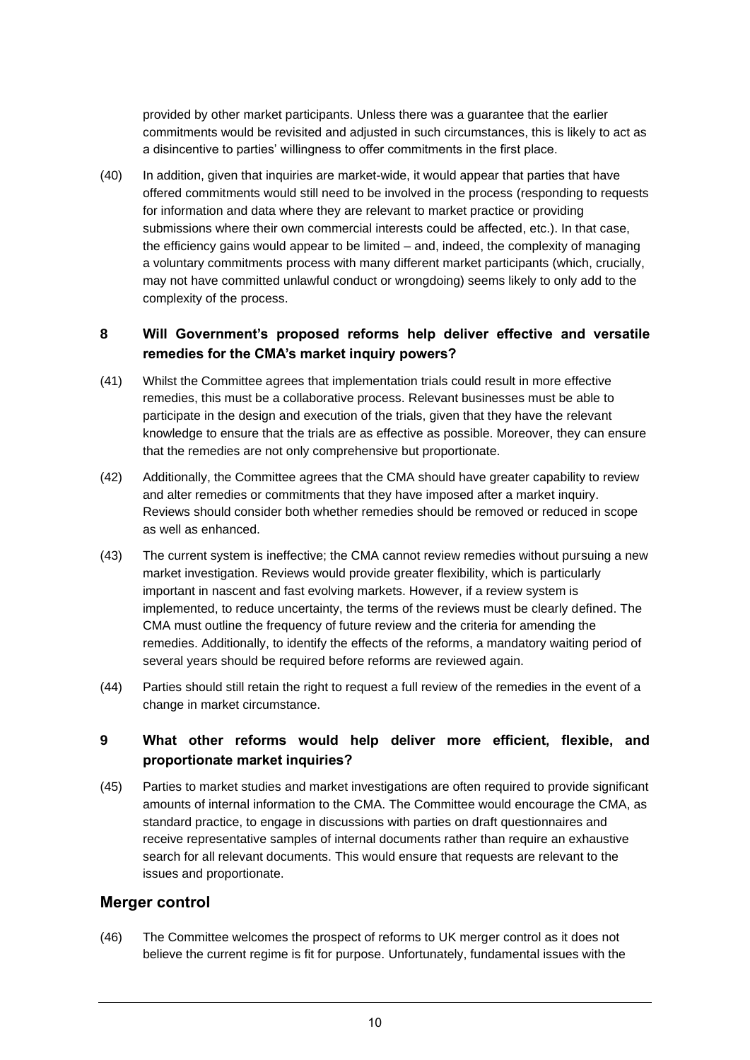provided by other market participants. Unless there was a guarantee that the earlier commitments would be revisited and adjusted in such circumstances, this is likely to act as a disincentive to parties' willingness to offer commitments in the first place.

(40) In addition, given that inquiries are market-wide, it would appear that parties that have offered commitments would still need to be involved in the process (responding to requests for information and data where they are relevant to market practice or providing submissions where their own commercial interests could be affected, etc.). In that case, the efficiency gains would appear to be limited – and, indeed, the complexity of managing a voluntary commitments process with many different market participants (which, crucially, may not have committed unlawful conduct or wrongdoing) seems likely to only add to the complexity of the process.

### 8 Will Government's proposed reforms help deliver effective and versatile remedies for the CMA's market inquiry powers?

(41) Whilst the Committee agrees that implementation trials could result in more effective remedies, this must be a collaborative process. Relevant businesses must be able to participate in the design and execution of the trials, given that they have the relevant knowledge to ensure that the trials are as effective as possible. Moreover, they can ensure that the remedies are not only comprehensive but proportionate.

(42) Additionally, the Committee agrees that the CMA should have greater capability to review and alter remedies or commitments that they have imposed after a market inquiry. Reviews should consider both whether remedies should be removed or reduced in scope as well as enhanced.

(43) The current system is ineffective; the CMA cannot review remedies without pursuing a new market investigation. Reviews would provide greater flexibility, which is particularly important in nascent and fast evolving markets. However, if a review system is implemented, to reduce uncertainty, the terms of the reviews must be clearly defined. The CMA must outline the frequency of future review and the criteria for amending the remedies. Additionally, to identify the effects of the reforms, a mandatory waiting period of several years should be required before reforms are reviewed again.

(44) Parties should still retain the right to request a full review of the remedies in the event of a change in market circumstance.

### 9 What other reforms would help deliver more efficient, flexible, and proportionate market inquiries?

(45) Parties to market studies and market investigations are often required to provide significant amounts of internal information to the CMA. The Committee would encourage the CMA, as standard practice, to engage in discussions with parties on draft questionnaires and receive representative samples of internal documents rather than require an exhaustive search for all relevant documents. This would ensure that requests are relevant to the issues and proportionate.

## Merger control

(46) The Committee welcomes the prospect of reforms to UK merger control as it does not believe the current regime is fit for purpose. Unfortunately, fundamental issues with the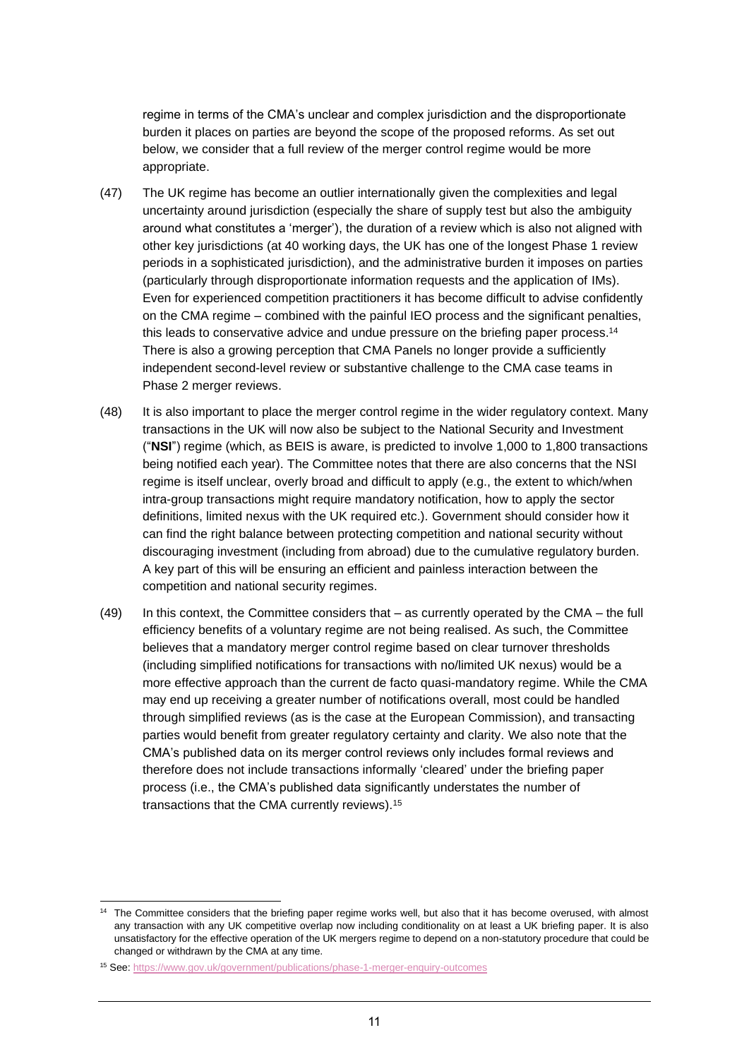regime in terms of the CMA's unclear and complex jurisdiction and the disproportionate burden it places on parties are beyond the scope of the proposed reforms. As set out below, we consider that a full review of the merger control regime would be more appropriate.

(47) The UK regime has become an outlier internationally given the complexities and legal uncertainty around jurisdiction (especially the share of supply test but also the ambiguity around what constitutes a 'merger'), the duration of a review which is also not aligned with other key jurisdictions (at 40 working days, the UK has one of the longest Phase 1 review periods in a sophisticated jurisdiction), and the administrative burden it imposes on parties (particularly through disproportionate information requests and the application of IMs). Even for experienced competition practitioners it has become difficult to advise confidently on the CMA regime – combined with the painful IEO process and the significant penalties, this leads to conservative advice and undue pressure on the briefing paper process.[14] There is also a growing perception that CMA Panels no longer provide a sufficiently independent second-level review or substantive challenge to the CMA case teams in Phase 2 merger reviews.

(48) It is also important to place the merger control regime in the wider regulatory context. Many transactions in the UK will now also be subject to the National Security and Investment ("**NSI**") regime (which, as BEIS is aware, is predicted to involve 1,000 to 1,800 transactions being notified each year). The Committee notes that there are also concerns that the NSI regime is itself unclear, overly broad and difficult to apply (e.g., the extent to which/when intra-group transactions might require mandatory notification, how to apply the sector definitions, limited nexus with the UK required etc.). Government should consider how it can find the right balance between protecting competition and national security without discouraging investment (including from abroad) due to the cumulative regulatory burden. A key part of this will be ensuring an efficient and painless interaction between the competition and national security regimes.

(49) In this context, the Committee considers that – as currently operated by the CMA – the full efficiency benefits of a voluntary regime are not being realised. As such, the Committee believes that a mandatory merger control regime based on clear turnover thresholds (including simplified notifications for transactions with no/limited UK nexus) would be a more effective approach than the current de facto quasi-mandatory regime. While the CMA may end up receiving a greater number of notifications overall, most could be handled through simplified reviews (as is the case at the European Commission), and transacting parties would benefit from greater regulatory certainty and clarity. We also note that the CMA's published data on its merger control reviews only includes formal reviews and therefore does not include transactions informally 'cleared' under the briefing paper process (i.e., the CMA's published data significantly understates the number of transactions that the CMA currently reviews).[15]

---

[14] The Committee considers that the briefing paper regime works well, but also that it has become overused, with almost any transaction with any UK competitive overlap now including conditionality on at least a UK briefing paper. It is also unsatisfactory for the effective operation of the UK mergers regime to depend on a non-statutory procedure that could be changed or withdrawn by the CMA at any time.

[15] See: https://www.gov.uk/government/publications/phase-1-merger-enquiry-outcomes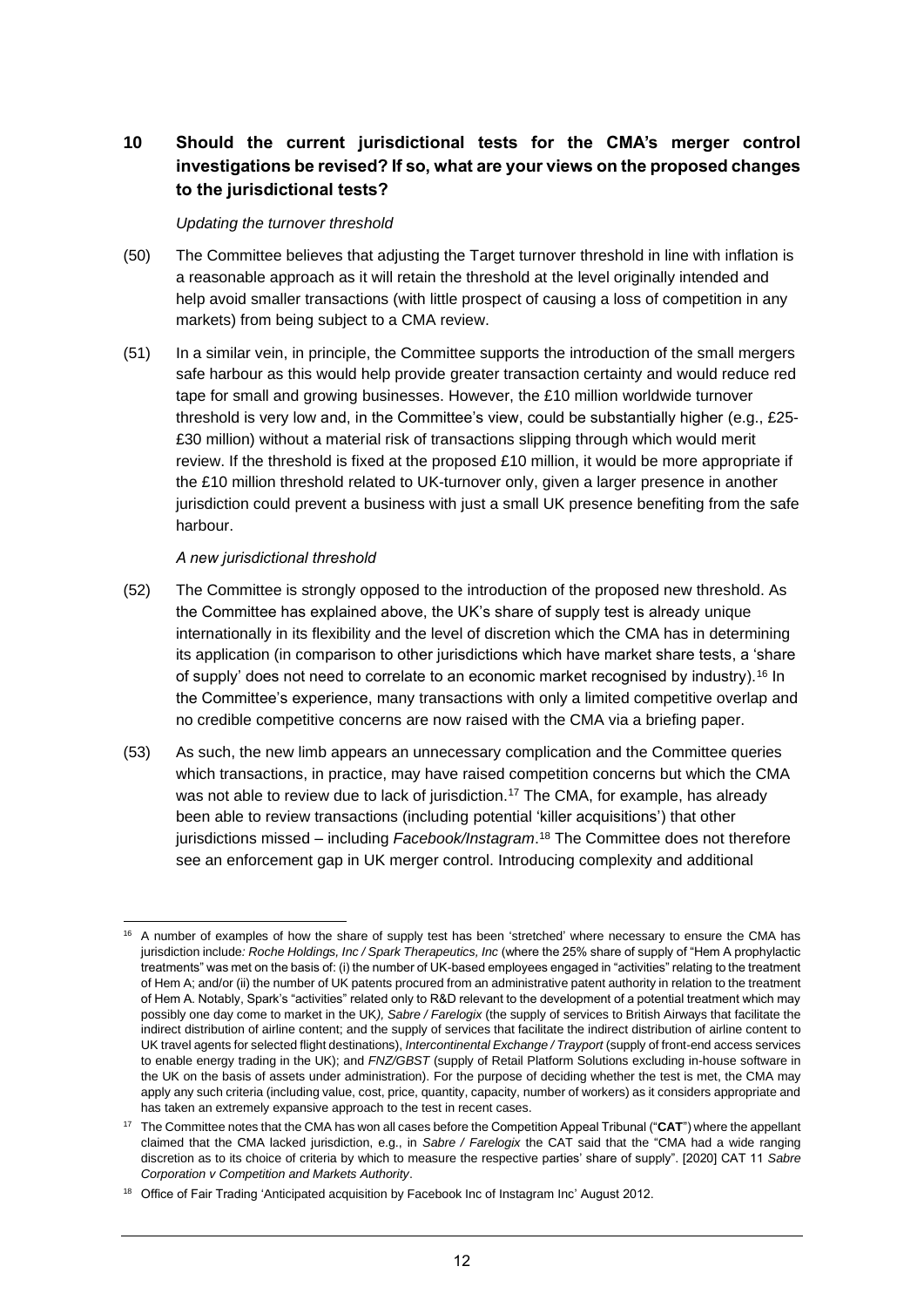## 10 Should the current jurisdictional tests for the CMA's merger control investigations be revised? If so, what are your views on the proposed changes to the jurisdictional tests?

*Updating the turnover threshold*

(50) The Committee believes that adjusting the Target turnover threshold in line with inflation is a reasonable approach as it will retain the threshold at the level originally intended and help avoid smaller transactions (with little prospect of causing a loss of competition in any markets) from being subject to a CMA review.

(51) In a similar vein, in principle, the Committee supports the introduction of the small mergers safe harbour as this would help provide greater transaction certainty and would reduce red tape for small and growing businesses. However, the £10 million worldwide turnover threshold is very low and, in the Committee's view, could be substantially higher (e.g., £25-£30 million) without a material risk of transactions slipping through which would merit review. If the threshold is fixed at the proposed £10 million, it would be more appropriate if the £10 million threshold related to UK-turnover only, given a larger presence in another jurisdiction could prevent a business with just a small UK presence benefiting from the safe harbour.

*A new jurisdictional threshold*

(52) The Committee is strongly opposed to the introduction of the proposed new threshold. As the Committee has explained above, the UK's share of supply test is already unique internationally in its flexibility and the level of discretion which the CMA has in determining its application (in comparison to other jurisdictions which have market share tests, a 'share of supply' does not need to correlate to an economic market recognised by industry).[16] In the Committee's experience, many transactions with only a limited competitive overlap and no credible competitive concerns are now raised with the CMA via a briefing paper.

(53) As such, the new limb appears an unnecessary complication and the Committee queries which transactions, in practice, may have raised competition concerns but which the CMA was not able to review due to lack of jurisdiction.[17] The CMA, for example, has already been able to review transactions (including potential 'killer acquisitions') that other jurisdictions missed – including *Facebook/Instagram*.[18] The Committee does not therefore see an enforcement gap in UK merger control. Introducing complexity and additional

---

[16] A number of examples of how the share of supply test has been 'stretched' where necessary to ensure the CMA has jurisdiction include*: Roche Holdings, Inc / Spark Therapeutics, Inc* (where the 25% share of supply of "Hem A prophylactic treatments" was met on the basis of: (i) the number of UK-based employees engaged in "activities" relating to the treatment of Hem A; and/or (ii) the number of UK patents procured from an administrative patent authority in relation to the treatment of Hem A. Notably, Spark's "activities" related only to R&D relevant to the development of a potential treatment which may possibly one day come to market in the UK*), Sabre / Farelogix* (the supply of services to British Airways that facilitate the indirect distribution of airline content; and the supply of services that facilitate the indirect distribution of airline content to UK travel agents for selected flight destinations), *Intercontinental Exchange / Trayport* (supply of front-end access services to enable energy trading in the UK); and *FNZ/GBST* (supply of Retail Platform Solutions excluding in-house software in the UK on the basis of assets under administration). For the purpose of deciding whether the test is met, the CMA may apply any such criteria (including value, cost, price, quantity, capacity, number of workers) as it considers appropriate and has taken an extremely expansive approach to the test in recent cases.

[17] The Committee notes that the CMA has won all cases before the Competition Appeal Tribunal ("**CAT**") where the appellant claimed that the CMA lacked jurisdiction, e.g., in *Sabre / Farelogix* the CAT said that the "CMA had a wide ranging discretion as to its choice of criteria by which to measure the respective parties' share of supply". [2020] CAT 11 *Sabre Corporation v Competition and Markets Authority*.

[18] Office of Fair Trading 'Anticipated acquisition by Facebook Inc of Instagram Inc' August 2012.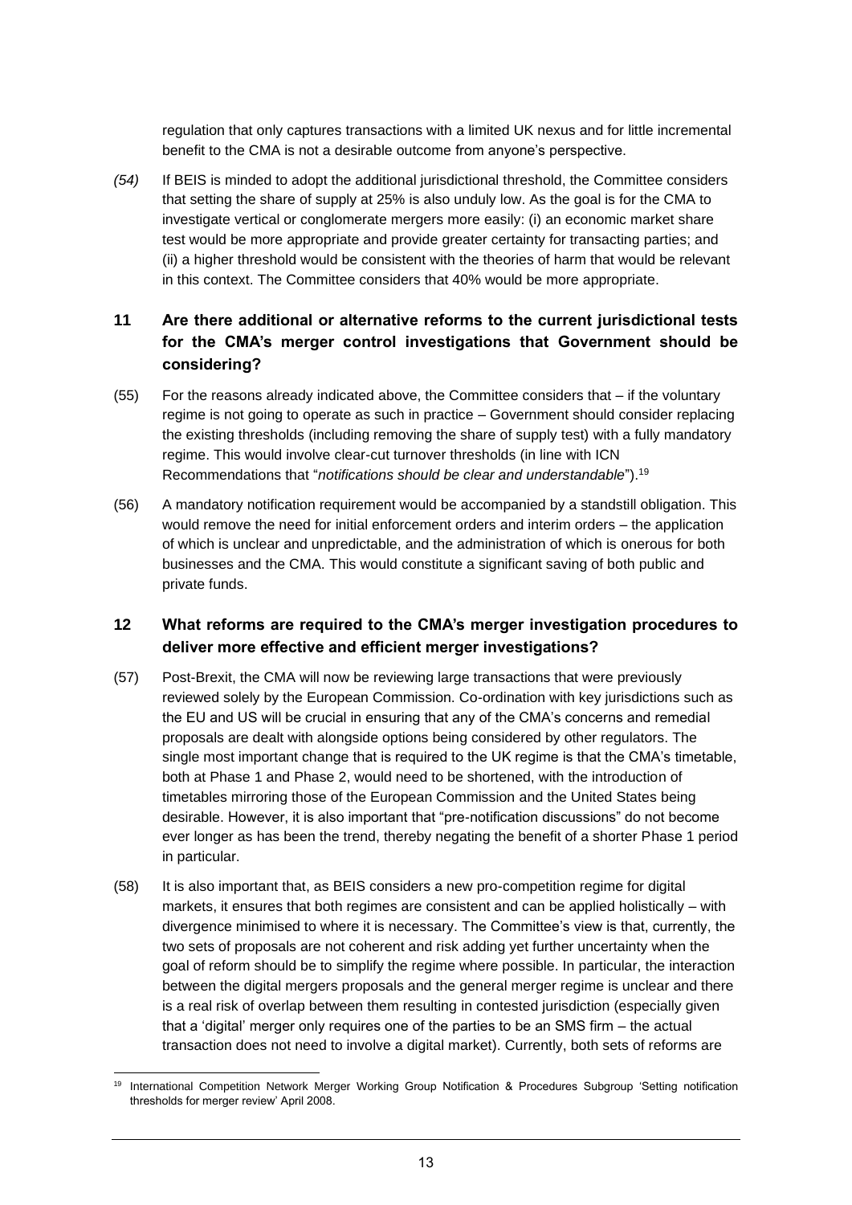regulation that only captures transactions with a limited UK nexus and for little incremental benefit to the CMA is not a desirable outcome from anyone's perspective.

*(54)* If BEIS is minded to adopt the additional jurisdictional threshold, the Committee considers that setting the share of supply at 25% is also unduly low. As the goal is for the CMA to investigate vertical or conglomerate mergers more easily: (i) an economic market share test would be more appropriate and provide greater certainty for transacting parties; and (ii) a higher threshold would be consistent with the theories of harm that would be relevant in this context. The Committee considers that 40% would be more appropriate.

## 11 Are there additional or alternative reforms to the current jurisdictional tests for the CMA's merger control investigations that Government should be considering?

(55) For the reasons already indicated above, the Committee considers that – if the voluntary regime is not going to operate as such in practice – Government should consider replacing the existing thresholds (including removing the share of supply test) with a fully mandatory regime. This would involve clear-cut turnover thresholds (in line with ICN Recommendations that "*notifications should be clear and understandable*").[19]

(56) A mandatory notification requirement would be accompanied by a standstill obligation. This would remove the need for initial enforcement orders and interim orders – the application of which is unclear and unpredictable, and the administration of which is onerous for both businesses and the CMA. This would constitute a significant saving of both public and private funds.

## 12 What reforms are required to the CMA's merger investigation procedures to deliver more effective and efficient merger investigations?

(57) Post-Brexit, the CMA will now be reviewing large transactions that were previously reviewed solely by the European Commission. Co-ordination with key jurisdictions such as the EU and US will be crucial in ensuring that any of the CMA's concerns and remedial proposals are dealt with alongside options being considered by other regulators. The single most important change that is required to the UK regime is that the CMA's timetable, both at Phase 1 and Phase 2, would need to be shortened, with the introduction of timetables mirroring those of the European Commission and the United States being desirable. However, it is also important that "pre-notification discussions" do not become ever longer as has been the trend, thereby negating the benefit of a shorter Phase 1 period in particular.

(58) It is also important that, as BEIS considers a new pro-competition regime for digital markets, it ensures that both regimes are consistent and can be applied holistically – with divergence minimised to where it is necessary. The Committee's view is that, currently, the two sets of proposals are not coherent and risk adding yet further uncertainty when the goal of reform should be to simplify the regime where possible. In particular, the interaction between the digital mergers proposals and the general merger regime is unclear and there is a real risk of overlap between them resulting in contested jurisdiction (especially given that a 'digital' merger only requires one of the parties to be an SMS firm – the actual transaction does not need to involve a digital market). Currently, both sets of reforms are

[19] International Competition Network Merger Working Group Notification & Procedures Subgroup 'Setting notification thresholds for merger review' April 2008.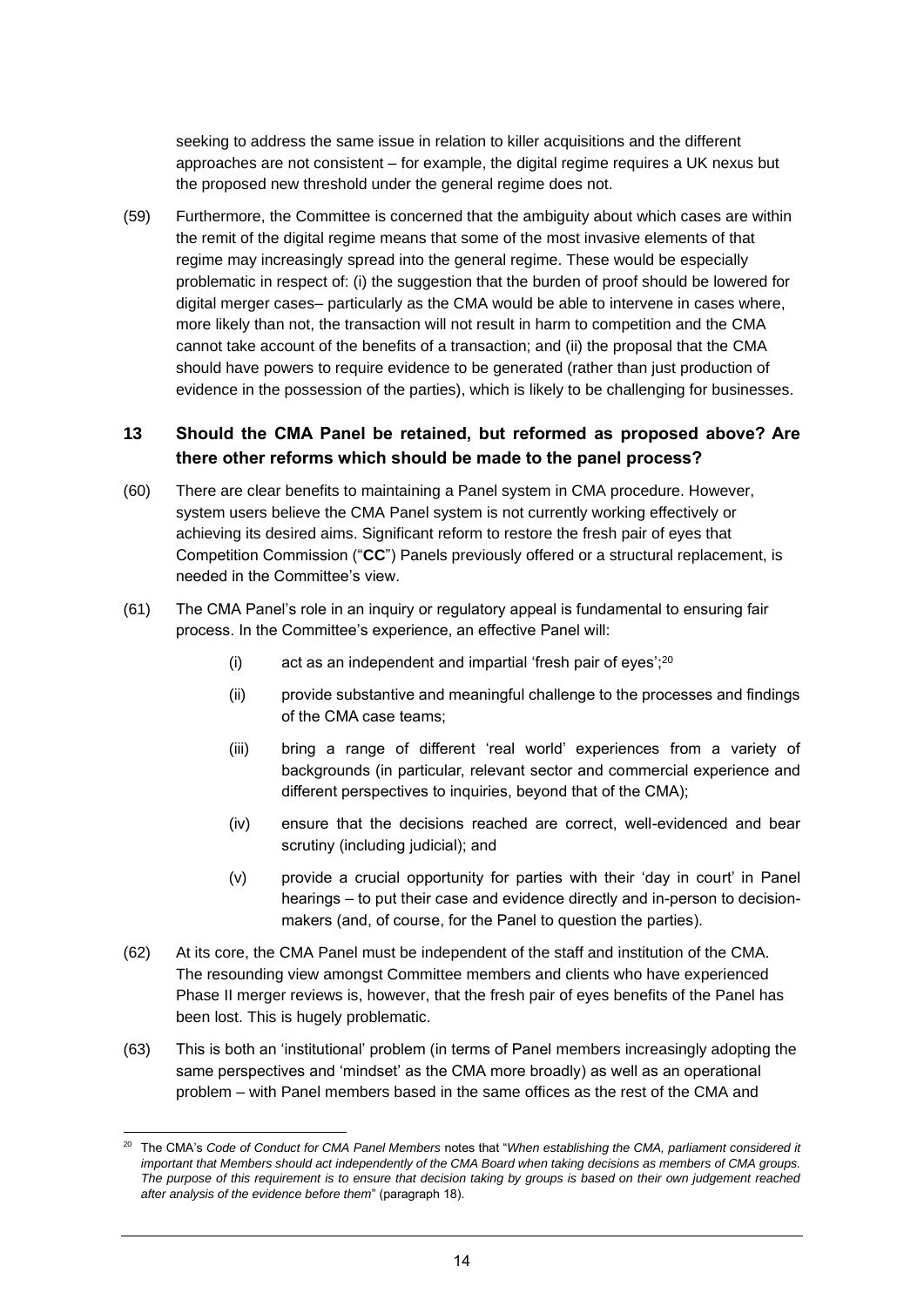seeking to address the same issue in relation to killer acquisitions and the different approaches are not consistent – for example, the digital regime requires a UK nexus but the proposed new threshold under the general regime does not.

(59) Furthermore, the Committee is concerned that the ambiguity about which cases are within the remit of the digital regime means that some of the most invasive elements of that regime may increasingly spread into the general regime. These would be especially problematic in respect of: (i) the suggestion that the burden of proof should be lowered for digital merger cases– particularly as the CMA would be able to intervene in cases where, more likely than not, the transaction will not result in harm to competition and the CMA cannot take account of the benefits of a transaction; and (ii) the proposal that the CMA should have powers to require evidence to be generated (rather than just production of evidence in the possession of the parties), which is likely to be challenging for businesses.

## 13 Should the CMA Panel be retained, but reformed as proposed above? Are there other reforms which should be made to the panel process?

(60) There are clear benefits to maintaining a Panel system in CMA procedure. However, system users believe the CMA Panel system is not currently working effectively or achieving its desired aims. Significant reform to restore the fresh pair of eyes that Competition Commission ("**CC**") Panels previously offered or a structural replacement, is needed in the Committee's view.

(61) The CMA Panel's role in an inquiry or regulatory appeal is fundamental to ensuring fair process. In the Committee's experience, an effective Panel will:

(i) act as an independent and impartial 'fresh pair of eyes';[20]

(ii) provide substantive and meaningful challenge to the processes and findings of the CMA case teams;

(iii) bring a range of different 'real world' experiences from a variety of backgrounds (in particular, relevant sector and commercial experience and different perspectives to inquiries, beyond that of the CMA);

(iv) ensure that the decisions reached are correct, well-evidenced and bear scrutiny (including judicial); and

(v) provide a crucial opportunity for parties with their 'day in court' in Panel hearings – to put their case and evidence directly and in-person to decision-makers (and, of course, for the Panel to question the parties).

(62) At its core, the CMA Panel must be independent of the staff and institution of the CMA. The resounding view amongst Committee members and clients who have experienced Phase II merger reviews is, however, that the fresh pair of eyes benefits of the Panel has been lost. This is hugely problematic.

(63) This is both an 'institutional' problem (in terms of Panel members increasingly adopting the same perspectives and 'mindset' as the CMA more broadly) as well as an operational problem – with Panel members based in the same offices as the rest of the CMA and

---

[20] The CMA's *Code of Conduct for CMA Panel Members* notes that "*When establishing the CMA, parliament considered it important that Members should act independently of the CMA Board when taking decisions as members of CMA groups. The purpose of this requirement is to ensure that decision taking by groups is based on their own judgement reached after analysis of the evidence before them*" (paragraph 18).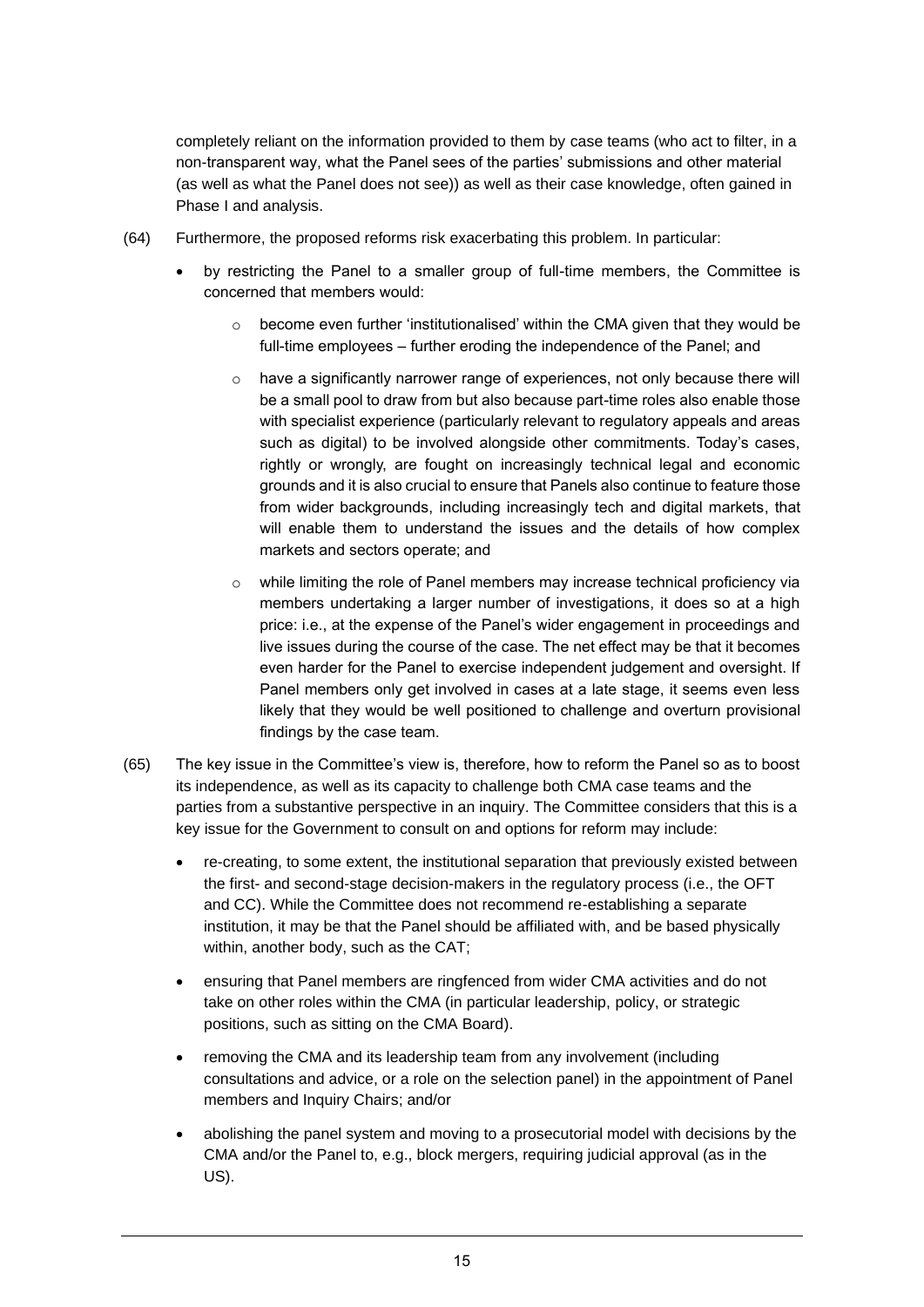completely reliant on the information provided to them by case teams (who act to filter, in a non-transparent way, what the Panel sees of the parties' submissions and other material (as well as what the Panel does not see)) as well as their case knowledge, often gained in Phase I and analysis.

(64) Furthermore, the proposed reforms risk exacerbating this problem. In particular:

- by restricting the Panel to a smaller group of full-time members, the Committee is concerned that members would:
    - become even further 'institutionalised' within the CMA given that they would be full-time employees – further eroding the independence of the Panel; and
    - have a significantly narrower range of experiences, not only because there will be a small pool to draw from but also because part-time roles also enable those with specialist experience (particularly relevant to regulatory appeals and areas such as digital) to be involved alongside other commitments. Today's cases, rightly or wrongly, are fought on increasingly technical legal and economic grounds and it is also crucial to ensure that Panels also continue to feature those from wider backgrounds, including increasingly tech and digital markets, that will enable them to understand the issues and the details of how complex markets and sectors operate; and
    - while limiting the role of Panel members may increase technical proficiency via members undertaking a larger number of investigations, it does so at a high price: i.e., at the expense of the Panel's wider engagement in proceedings and live issues during the course of the case. The net effect may be that it becomes even harder for the Panel to exercise independent judgement and oversight. If Panel members only get involved in cases at a late stage, it seems even less likely that they would be well positioned to challenge and overturn provisional findings by the case team.

(65) The key issue in the Committee's view is, therefore, how to reform the Panel so as to boost its independence, as well as its capacity to challenge both CMA case teams and the parties from a substantive perspective in an inquiry. The Committee considers that this is a key issue for the Government to consult on and options for reform may include:

- re-creating, to some extent, the institutional separation that previously existed between the first- and second-stage decision-makers in the regulatory process (i.e., the OFT and CC). While the Committee does not recommend re-establishing a separate institution, it may be that the Panel should be affiliated with, and be based physically within, another body, such as the CAT;
- ensuring that Panel members are ringfenced from wider CMA activities and do not take on other roles within the CMA (in particular leadership, policy, or strategic positions, such as sitting on the CMA Board).
- removing the CMA and its leadership team from any involvement (including consultations and advice, or a role on the selection panel) in the appointment of Panel members and Inquiry Chairs; and/or
- abolishing the panel system and moving to a prosecutorial model with decisions by the CMA and/or the Panel to, e.g., block mergers, requiring judicial approval (as in the US).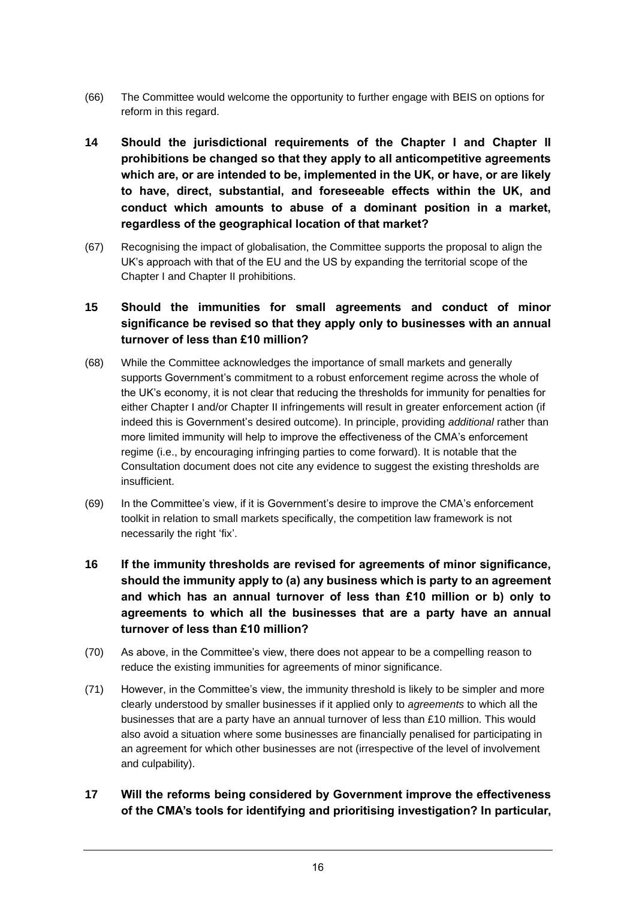(66) The Committee would welcome the opportunity to further engage with BEIS on options for reform in this regard.

## 14 Should the jurisdictional requirements of the Chapter I and Chapter II prohibitions be changed so that they apply to all anticompetitive agreements which are, or are intended to be, implemented in the UK, or have, or are likely to have, direct, substantial, and foreseeable effects within the UK, and conduct which amounts to abuse of a dominant position in a market, regardless of the geographical location of that market?

(67) Recognising the impact of globalisation, the Committee supports the proposal to align the UK's approach with that of the EU and the US by expanding the territorial scope of the Chapter I and Chapter II prohibitions.

## 15 Should the immunities for small agreements and conduct of minor significance be revised so that they apply only to businesses with an annual turnover of less than £10 million?

(68) While the Committee acknowledges the importance of small markets and generally supports Government's commitment to a robust enforcement regime across the whole of the UK's economy, it is not clear that reducing the thresholds for immunity for penalties for either Chapter I and/or Chapter II infringements will result in greater enforcement action (if indeed this is Government's desired outcome). In principle, providing *additional* rather than more limited immunity will help to improve the effectiveness of the CMA's enforcement regime (i.e., by encouraging infringing parties to come forward). It is notable that the Consultation document does not cite any evidence to suggest the existing thresholds are insufficient.

(69) In the Committee's view, if it is Government's desire to improve the CMA's enforcement toolkit in relation to small markets specifically, the competition law framework is not necessarily the right 'fix'.

## 16 If the immunity thresholds are revised for agreements of minor significance, should the immunity apply to (a) any business which is party to an agreement and which has an annual turnover of less than £10 million or b) only to agreements to which all the businesses that are a party have an annual turnover of less than £10 million?

(70) As above, in the Committee's view, there does not appear to be a compelling reason to reduce the existing immunities for agreements of minor significance.

(71) However, in the Committee's view, the immunity threshold is likely to be simpler and more clearly understood by smaller businesses if it applied only to *agreements* to which all the businesses that are a party have an annual turnover of less than £10 million. This would also avoid a situation where some businesses are financially penalised for participating in an agreement for which other businesses are not (irrespective of the level of involvement and culpability).

## 17 Will the reforms being considered by Government improve the effectiveness of the CMA's tools for identifying and prioritising investigation? In particular,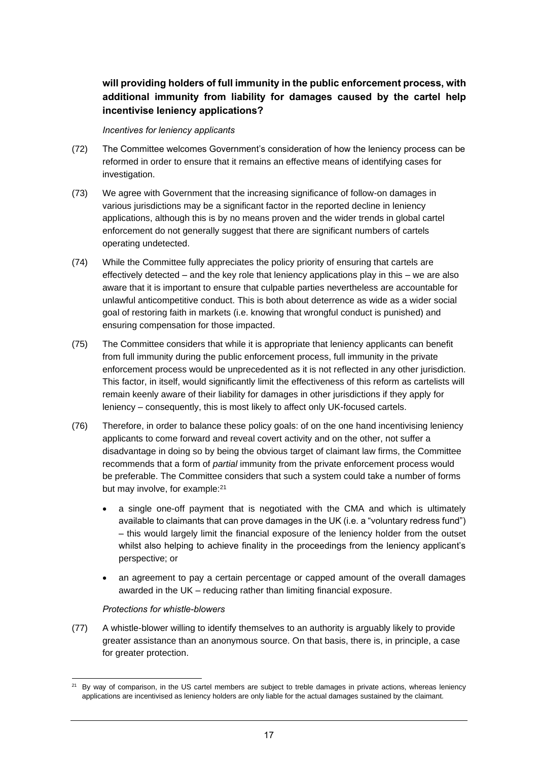**will providing holders of full immunity in the public enforcement process, with additional immunity from liability for damages caused by the cartel help incentivise leniency applications?**

*Incentives for leniency applicants*

(72) The Committee welcomes Government's consideration of how the leniency process can be reformed in order to ensure that it remains an effective means of identifying cases for investigation.

(73) We agree with Government that the increasing significance of follow-on damages in various jurisdictions may be a significant factor in the reported decline in leniency applications, although this is by no means proven and the wider trends in global cartel enforcement do not generally suggest that there are significant numbers of cartels operating undetected.

(74) While the Committee fully appreciates the policy priority of ensuring that cartels are effectively detected – and the key role that leniency applications play in this – we are also aware that it is important to ensure that culpable parties nevertheless are accountable for unlawful anticompetitive conduct. This is both about deterrence as wide as a wider social goal of restoring faith in markets (i.e. knowing that wrongful conduct is punished) and ensuring compensation for those impacted.

(75) The Committee considers that while it is appropriate that leniency applicants can benefit from full immunity during the public enforcement process, full immunity in the private enforcement process would be unprecedented as it is not reflected in any other jurisdiction. This factor, in itself, would significantly limit the effectiveness of this reform as cartelists will remain keenly aware of their liability for damages in other jurisdictions if they apply for leniency – consequently, this is most likely to affect only UK-focused cartels.

(76) Therefore, in order to balance these policy goals: of on the one hand incentivising leniency applicants to come forward and reveal covert activity and on the other, not suffer a disadvantage in doing so by being the obvious target of claimant law firms, the Committee recommends that a form of *partial* immunity from the private enforcement process would be preferable. The Committee considers that such a system could take a number of forms but may involve, for example:[21]

- a single one-off payment that is negotiated with the CMA and which is ultimately available to claimants that can prove damages in the UK (i.e. a "voluntary redress fund") – this would largely limit the financial exposure of the leniency holder from the outset whilst also helping to achieve finality in the proceedings from the leniency applicant's perspective; or
- an agreement to pay a certain percentage or capped amount of the overall damages awarded in the UK – reducing rather than limiting financial exposure.

*Protections for whistle-blowers*

(77) A whistle-blower willing to identify themselves to an authority is arguably likely to provide greater assistance than an anonymous source. On that basis, there is, in principle, a case for greater protection.

---

[21] By way of comparison, in the US cartel members are subject to treble damages in private actions, whereas leniency applications are incentivised as leniency holders are only liable for the actual damages sustained by the claimant.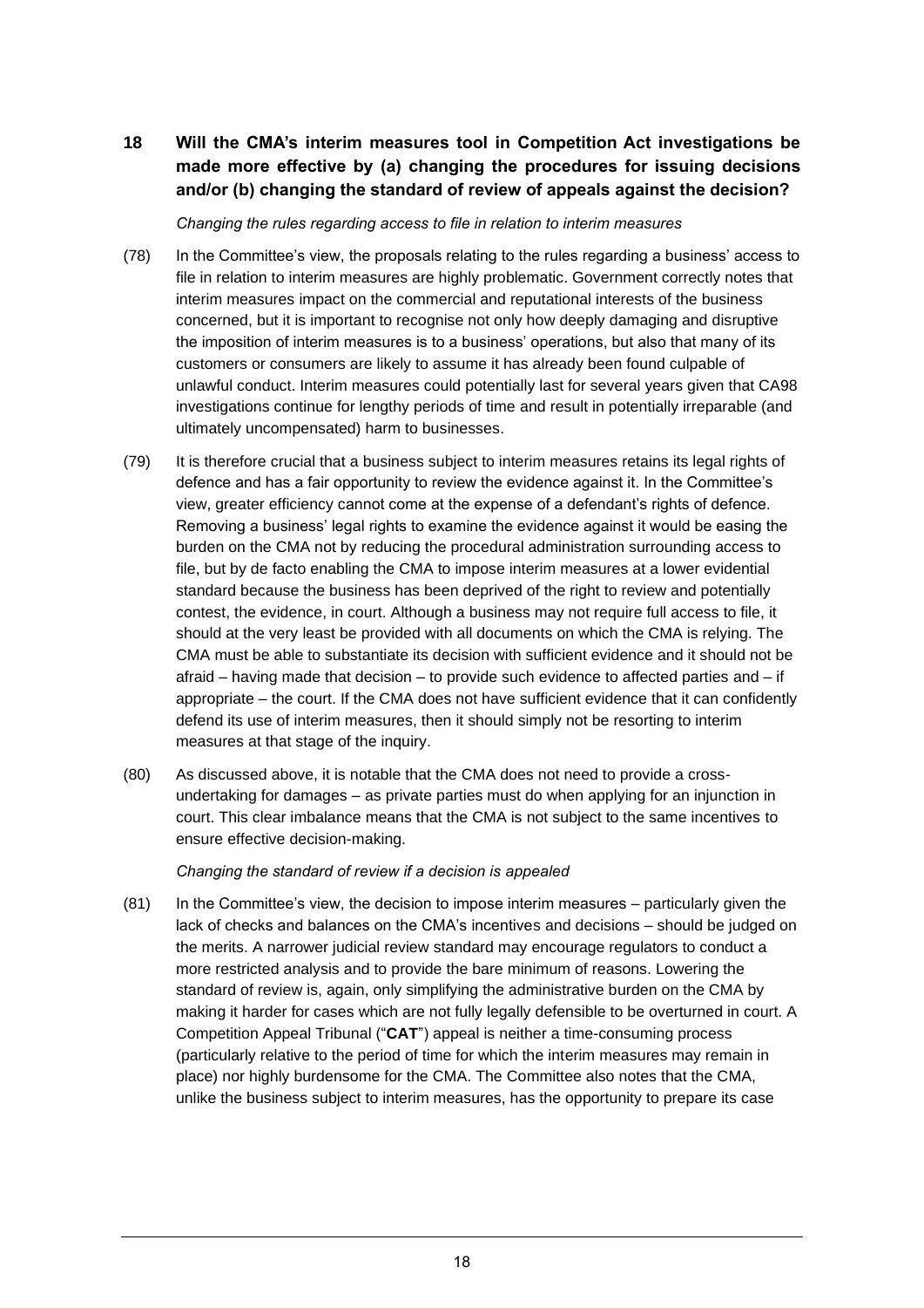## 18 Will the CMA's interim measures tool in Competition Act investigations be made more effective by (a) changing the procedures for issuing decisions and/or (b) changing the standard of review of appeals against the decision?

*Changing the rules regarding access to file in relation to interim measures*

(78) In the Committee's view, the proposals relating to the rules regarding a business' access to file in relation to interim measures are highly problematic. Government correctly notes that interim measures impact on the commercial and reputational interests of the business concerned, but it is important to recognise not only how deeply damaging and disruptive the imposition of interim measures is to a business' operations, but also that many of its customers or consumers are likely to assume it has already been found culpable of unlawful conduct. Interim measures could potentially last for several years given that CA98 investigations continue for lengthy periods of time and result in potentially irreparable (and ultimately uncompensated) harm to businesses.

(79) It is therefore crucial that a business subject to interim measures retains its legal rights of defence and has a fair opportunity to review the evidence against it. In the Committee's view, greater efficiency cannot come at the expense of a defendant's rights of defence. Removing a business' legal rights to examine the evidence against it would be easing the burden on the CMA not by reducing the procedural administration surrounding access to file, but by de facto enabling the CMA to impose interim measures at a lower evidential standard because the business has been deprived of the right to review and potentially contest, the evidence, in court. Although a business may not require full access to file, it should at the very least be provided with all documents on which the CMA is relying. The CMA must be able to substantiate its decision with sufficient evidence and it should not be afraid – having made that decision – to provide such evidence to affected parties and – if appropriate – the court. If the CMA does not have sufficient evidence that it can confidently defend its use of interim measures, then it should simply not be resorting to interim measures at that stage of the inquiry.

(80) As discussed above, it is notable that the CMA does not need to provide a cross-undertaking for damages – as private parties must do when applying for an injunction in court. This clear imbalance means that the CMA is not subject to the same incentives to ensure effective decision-making.

*Changing the standard of review if a decision is appealed*

(81) In the Committee's view, the decision to impose interim measures – particularly given the lack of checks and balances on the CMA's incentives and decisions – should be judged on the merits. A narrower judicial review standard may encourage regulators to conduct a more restricted analysis and to provide the bare minimum of reasons. Lowering the standard of review is, again, only simplifying the administrative burden on the CMA by making it harder for cases which are not fully legally defensible to be overturned in court. A Competition Appeal Tribunal ("**CAT**") appeal is neither a time-consuming process (particularly relative to the period of time for which the interim measures may remain in place) nor highly burdensome for the CMA. The Committee also notes that the CMA, unlike the business subject to interim measures, has the opportunity to prepare its case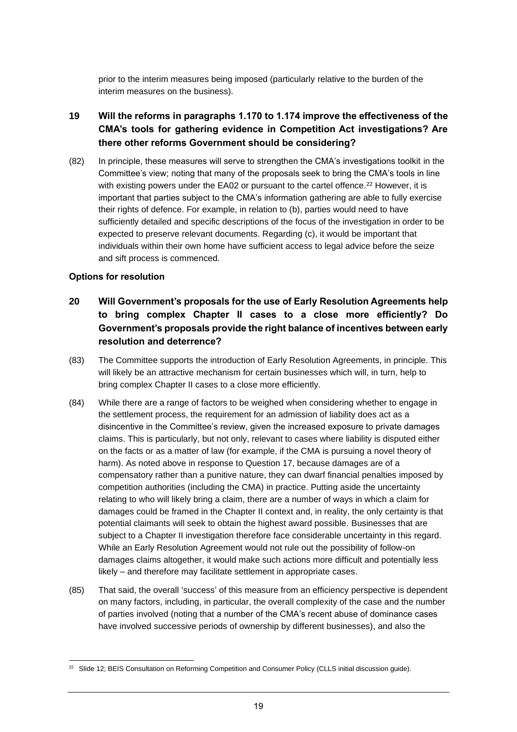prior to the interim measures being imposed (particularly relative to the burden of the interim measures on the business).

**19 Will the reforms in paragraphs 1.170 to 1.174 improve the effectiveness of the CMA's tools for gathering evidence in Competition Act investigations? Are there other reforms Government should be considering?**

(82) In principle, these measures will serve to strengthen the CMA's investigations toolkit in the Committee's view; noting that many of the proposals seek to bring the CMA's tools in line with existing powers under the EA02 or pursuant to the cartel offence.[22] However, it is important that parties subject to the CMA's information gathering are able to fully exercise their rights of defence. For example, in relation to (b), parties would need to have sufficiently detailed and specific descriptions of the focus of the investigation in order to be expected to preserve relevant documents. Regarding (c), it would be important that individuals within their own home have sufficient access to legal advice before the seize and sift process is commenced.

**Options for resolution**

**20 Will Government's proposals for the use of Early Resolution Agreements help to bring complex Chapter II cases to a close more efficiently? Do Government's proposals provide the right balance of incentives between early resolution and deterrence?**

(83) The Committee supports the introduction of Early Resolution Agreements, in principle. This will likely be an attractive mechanism for certain businesses which will, in turn, help to bring complex Chapter II cases to a close more efficiently.

(84) While there are a range of factors to be weighed when considering whether to engage in the settlement process, the requirement for an admission of liability does act as a disincentive in the Committee's review, given the increased exposure to private damages claims. This is particularly, but not only, relevant to cases where liability is disputed either on the facts or as a matter of law (for example, if the CMA is pursuing a novel theory of harm). As noted above in response to Question 17, because damages are of a compensatory rather than a punitive nature, they can dwarf financial penalties imposed by competition authorities (including the CMA) in practice. Putting aside the uncertainty relating to who will likely bring a claim, there are a number of ways in which a claim for damages could be framed in the Chapter II context and, in reality, the only certainty is that potential claimants will seek to obtain the highest award possible. Businesses that are subject to a Chapter II investigation therefore face considerable uncertainty in this regard. While an Early Resolution Agreement would not rule out the possibility of follow-on damages claims altogether, it would make such actions more difficult and potentially less likely – and therefore may facilitate settlement in appropriate cases.

(85) That said, the overall 'success' of this measure from an efficiency perspective is dependent on many factors, including, in particular, the overall complexity of the case and the number of parties involved (noting that a number of the CMA's recent abuse of dominance cases have involved successive periods of ownership by different businesses), and also the

---

[22] Slide 12; BEIS Consultation on Reforming Competition and Consumer Policy (CLLS initial discussion guide).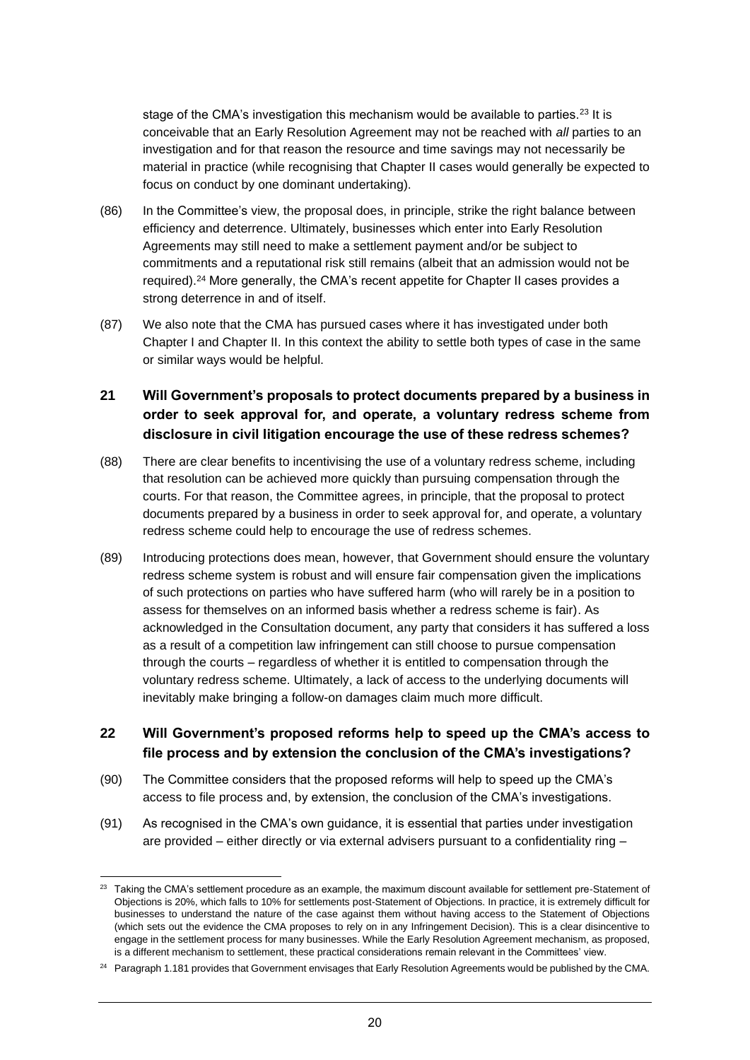stage of the CMA's investigation this mechanism would be available to parties.[23] It is conceivable that an Early Resolution Agreement may not be reached with *all* parties to an investigation and for that reason the resource and time savings may not necessarily be material in practice (while recognising that Chapter II cases would generally be expected to focus on conduct by one dominant undertaking).

(86) In the Committee's view, the proposal does, in principle, strike the right balance between efficiency and deterrence. Ultimately, businesses which enter into Early Resolution Agreements may still need to make a settlement payment and/or be subject to commitments and a reputational risk still remains (albeit that an admission would not be required).[24] More generally, the CMA's recent appetite for Chapter II cases provides a strong deterrence in and of itself.

(87) We also note that the CMA has pursued cases where it has investigated under both Chapter I and Chapter II. In this context the ability to settle both types of case in the same or similar ways would be helpful.

## 21 Will Government's proposals to protect documents prepared by a business in order to seek approval for, and operate, a voluntary redress scheme from disclosure in civil litigation encourage the use of these redress schemes?

(88) There are clear benefits to incentivising the use of a voluntary redress scheme, including that resolution can be achieved more quickly than pursuing compensation through the courts. For that reason, the Committee agrees, in principle, that the proposal to protect documents prepared by a business in order to seek approval for, and operate, a voluntary redress scheme could help to encourage the use of redress schemes.

(89) Introducing protections does mean, however, that Government should ensure the voluntary redress scheme system is robust and will ensure fair compensation given the implications of such protections on parties who have suffered harm (who will rarely be in a position to assess for themselves on an informed basis whether a redress scheme is fair). As acknowledged in the Consultation document, any party that considers it has suffered a loss as a result of a competition law infringement can still choose to pursue compensation through the courts – regardless of whether it is entitled to compensation through the voluntary redress scheme. Ultimately, a lack of access to the underlying documents will inevitably make bringing a follow-on damages claim much more difficult.

## 22 Will Government's proposed reforms help to speed up the CMA's access to file process and by extension the conclusion of the CMA's investigations?

(90) The Committee considers that the proposed reforms will help to speed up the CMA's access to file process and, by extension, the conclusion of the CMA's investigations.

(91) As recognised in the CMA's own guidance, it is essential that parties under investigation are provided – either directly or via external advisers pursuant to a confidentiality ring –

[23] Taking the CMA's settlement procedure as an example, the maximum discount available for settlement pre-Statement of Objections is 20%, which falls to 10% for settlements post-Statement of Objections. In practice, it is extremely difficult for businesses to understand the nature of the case against them without having access to the Statement of Objections (which sets out the evidence the CMA proposes to rely on in any Infringement Decision). This is a clear disincentive to engage in the settlement process for many businesses. While the Early Resolution Agreement mechanism, as proposed, is a different mechanism to settlement, these practical considerations remain relevant in the Committees' view.

[24] Paragraph 1.181 provides that Government envisages that Early Resolution Agreements would be published by the CMA.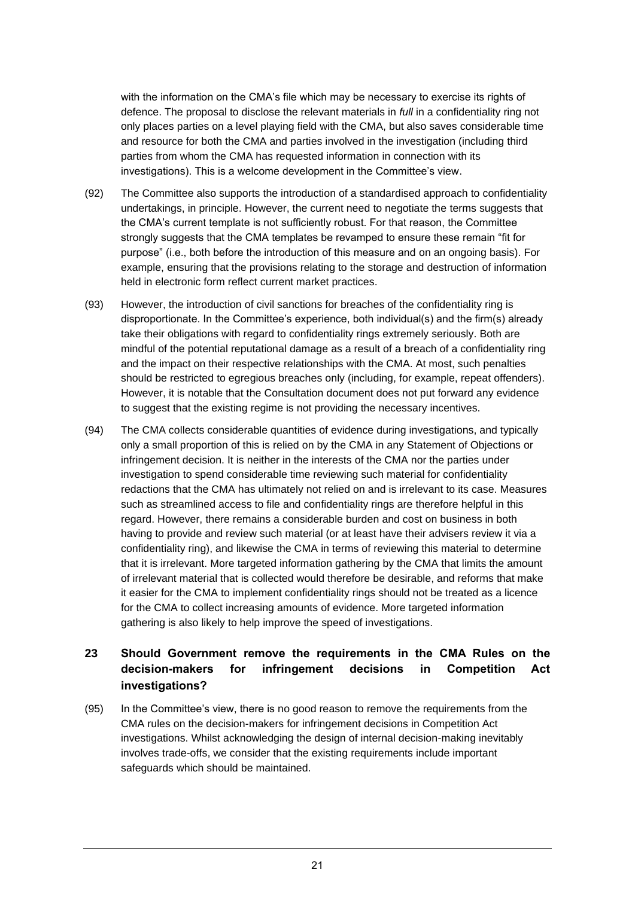with the information on the CMA's file which may be necessary to exercise its rights of defence. The proposal to disclose the relevant materials in *full* in a confidentiality ring not only places parties on a level playing field with the CMA, but also saves considerable time and resource for both the CMA and parties involved in the investigation (including third parties from whom the CMA has requested information in connection with its investigations). This is a welcome development in the Committee's view.

(92) The Committee also supports the introduction of a standardised approach to confidentiality undertakings, in principle. However, the current need to negotiate the terms suggests that the CMA's current template is not sufficiently robust. For that reason, the Committee strongly suggests that the CMA templates be revamped to ensure these remain "fit for purpose" (i.e., both before the introduction of this measure and on an ongoing basis). For example, ensuring that the provisions relating to the storage and destruction of information held in electronic form reflect current market practices.

(93) However, the introduction of civil sanctions for breaches of the confidentiality ring is disproportionate. In the Committee's experience, both individual(s) and the firm(s) already take their obligations with regard to confidentiality rings extremely seriously. Both are mindful of the potential reputational damage as a result of a breach of a confidentiality ring and the impact on their respective relationships with the CMA. At most, such penalties should be restricted to egregious breaches only (including, for example, repeat offenders). However, it is notable that the Consultation document does not put forward any evidence to suggest that the existing regime is not providing the necessary incentives.

(94) The CMA collects considerable quantities of evidence during investigations, and typically only a small proportion of this is relied on by the CMA in any Statement of Objections or infringement decision. It is neither in the interests of the CMA nor the parties under investigation to spend considerable time reviewing such material for confidentiality redactions that the CMA has ultimately not relied on and is irrelevant to its case. Measures such as streamlined access to file and confidentiality rings are therefore helpful in this regard. However, there remains a considerable burden and cost on business in both having to provide and review such material (or at least have their advisers review it via a confidentiality ring), and likewise the CMA in terms of reviewing this material to determine that it is irrelevant. More targeted information gathering by the CMA that limits the amount of irrelevant material that is collected would therefore be desirable, and reforms that make it easier for the CMA to implement confidentiality rings should not be treated as a licence for the CMA to collect increasing amounts of evidence. More targeted information gathering is also likely to help improve the speed of investigations.

## 23 Should Government remove the requirements in the CMA Rules on the decision-makers for infringement decisions in Competition Act investigations?

(95) In the Committee's view, there is no good reason to remove the requirements from the CMA rules on the decision-makers for infringement decisions in Competition Act investigations. Whilst acknowledging the design of internal decision-making inevitably involves trade-offs, we consider that the existing requirements include important safeguards which should be maintained.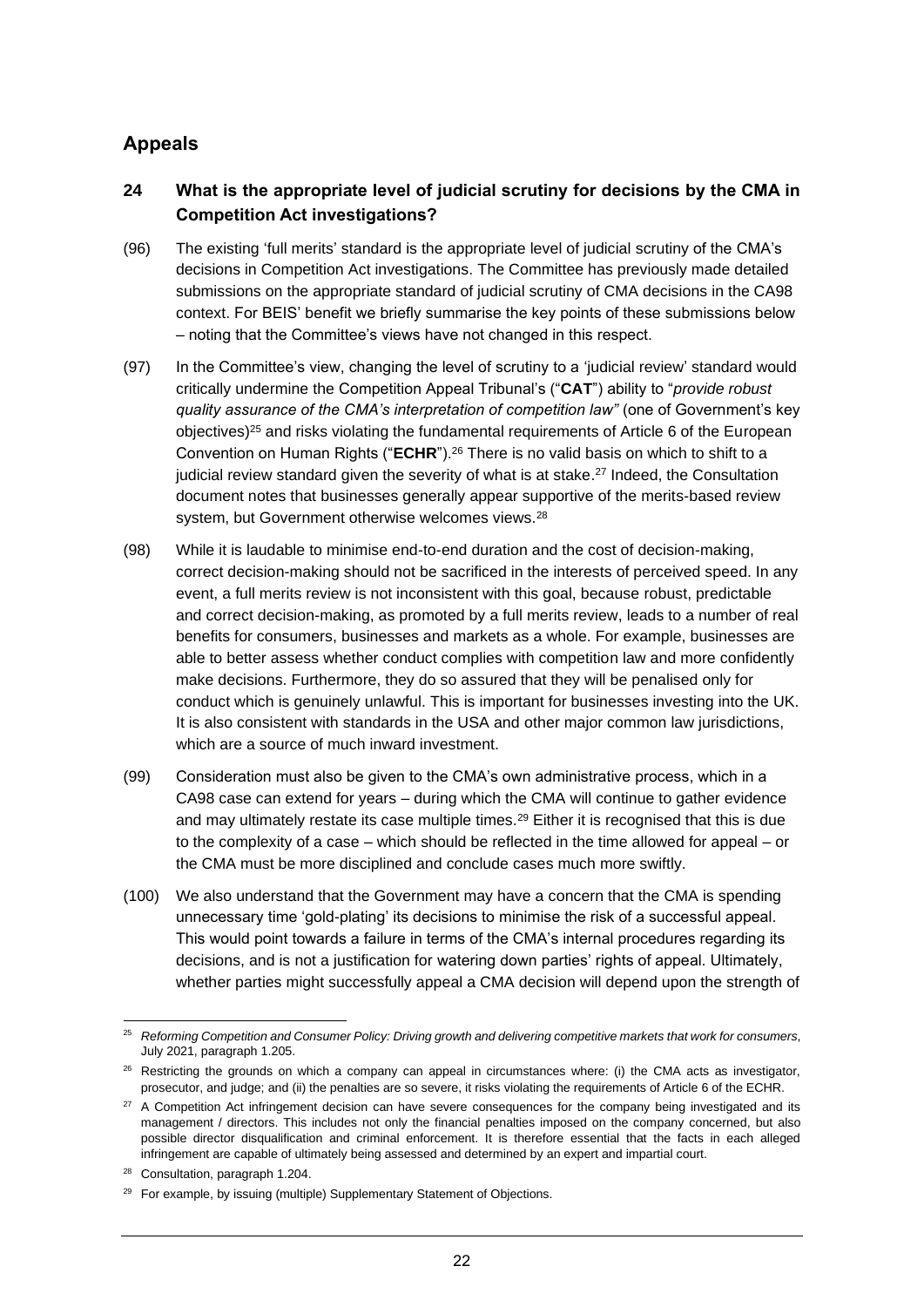## Appeals

### 24 What is the appropriate level of judicial scrutiny for decisions by the CMA in Competition Act investigations?

(96) The existing 'full merits' standard is the appropriate level of judicial scrutiny of the CMA's decisions in Competition Act investigations. The Committee has previously made detailed submissions on the appropriate standard of judicial scrutiny of CMA decisions in the CA98 context. For BEIS' benefit we briefly summarise the key points of these submissions below – noting that the Committee's views have not changed in this respect.

(97) In the Committee's view, changing the level of scrutiny to a 'judicial review' standard would critically undermine the Competition Appeal Tribunal's ("**CAT**") ability to "*provide robust quality assurance of the CMA's interpretation of competition law*" (one of Government's key objectives)[25] and risks violating the fundamental requirements of Article 6 of the European Convention on Human Rights ("**ECHR**").[26] There is no valid basis on which to shift to a judicial review standard given the severity of what is at stake.[27] Indeed, the Consultation document notes that businesses generally appear supportive of the merits-based review system, but Government otherwise welcomes views.[28]

(98) While it is laudable to minimise end-to-end duration and the cost of decision-making, correct decision-making should not be sacrificed in the interests of perceived speed. In any event, a full merits review is not inconsistent with this goal, because robust, predictable and correct decision-making, as promoted by a full merits review, leads to a number of real benefits for consumers, businesses and markets as a whole. For example, businesses are able to better assess whether conduct complies with competition law and more confidently make decisions. Furthermore, they do so assured that they will be penalised only for conduct which is genuinely unlawful. This is important for businesses investing into the UK. It is also consistent with standards in the USA and other major common law jurisdictions, which are a source of much inward investment.

(99) Consideration must also be given to the CMA's own administrative process, which in a CA98 case can extend for years – during which the CMA will continue to gather evidence and may ultimately restate its case multiple times.[29] Either it is recognised that this is due to the complexity of a case – which should be reflected in the time allowed for appeal – or the CMA must be more disciplined and conclude cases much more swiftly.

(100) We also understand that the Government may have a concern that the CMA is spending unnecessary time 'gold-plating' its decisions to minimise the risk of a successful appeal. This would point towards a failure in terms of the CMA's internal procedures regarding its decisions, and is not a justification for watering down parties' rights of appeal. Ultimately, whether parties might successfully appeal a CMA decision will depend upon the strength of

---

[25] *Reforming Competition and Consumer Policy: Driving growth and delivering competitive markets that work for consumers*, July 2021, paragraph 1.205.

[26] Restricting the grounds on which a company can appeal in circumstances where: (i) the CMA acts as investigator, prosecutor, and judge; and (ii) the penalties are so severe, it risks violating the requirements of Article 6 of the ECHR.

[27] A Competition Act infringement decision can have severe consequences for the company being investigated and its management / directors. This includes not only the financial penalties imposed on the company concerned, but also possible director disqualification and criminal enforcement. It is therefore essential that the facts in each alleged infringement are capable of ultimately being assessed and determined by an expert and impartial court.

[28] Consultation, paragraph 1.204.

[29] For example, by issuing (multiple) Supplementary Statement of Objections.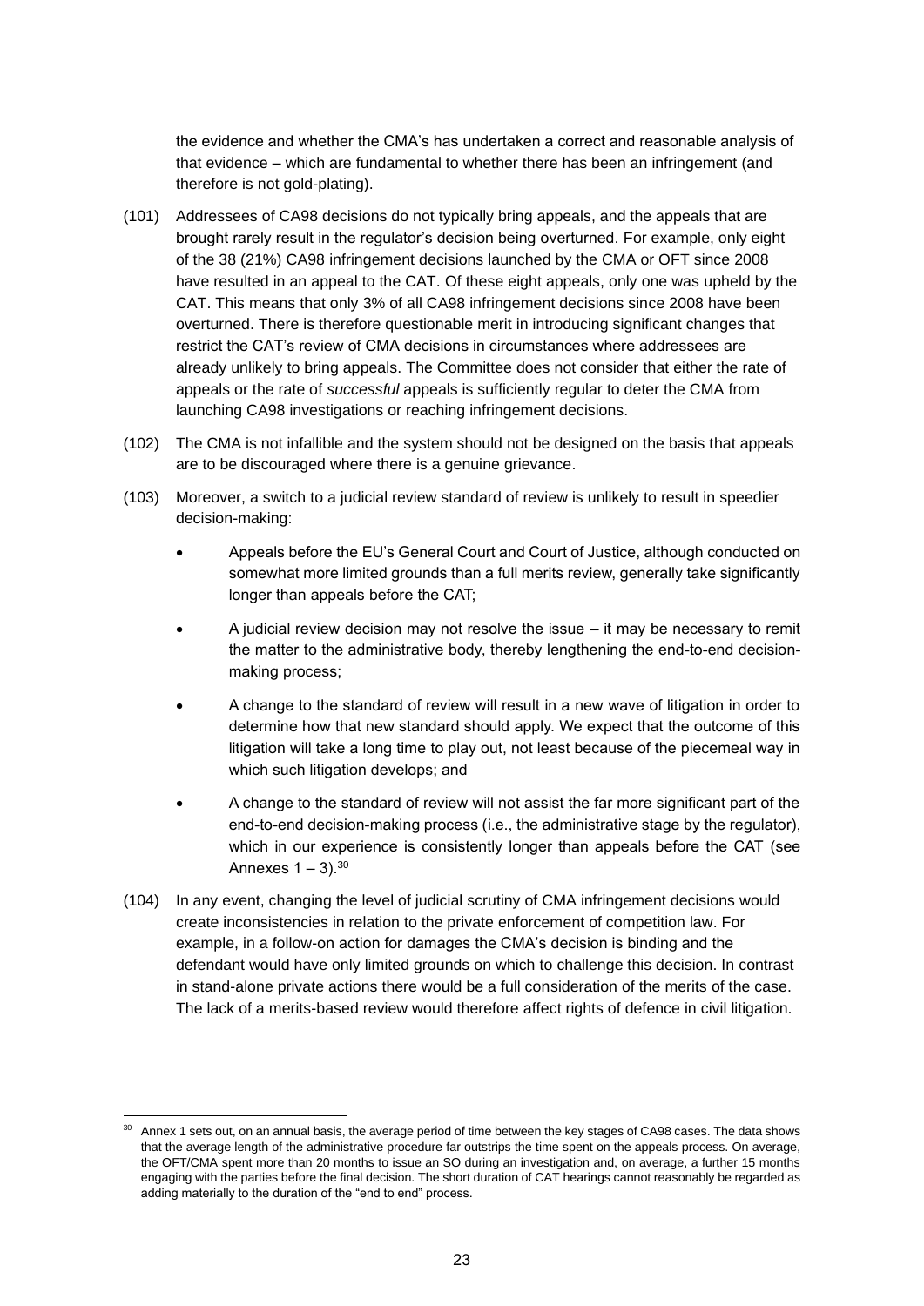the evidence and whether the CMA's has undertaken a correct and reasonable analysis of that evidence – which are fundamental to whether there has been an infringement (and therefore is not gold-plating).

(101) Addressees of CA98 decisions do not typically bring appeals, and the appeals that are brought rarely result in the regulator's decision being overturned. For example, only eight of the 38 (21%) CA98 infringement decisions launched by the CMA or OFT since 2008 have resulted in an appeal to the CAT. Of these eight appeals, only one was upheld by the CAT. This means that only 3% of all CA98 infringement decisions since 2008 have been overturned. There is therefore questionable merit in introducing significant changes that restrict the CAT's review of CMA decisions in circumstances where addressees are already unlikely to bring appeals. The Committee does not consider that either the rate of appeals or the rate of *successful* appeals is sufficiently regular to deter the CMA from launching CA98 investigations or reaching infringement decisions.

(102) The CMA is not infallible and the system should not be designed on the basis that appeals are to be discouraged where there is a genuine grievance.

(103) Moreover, a switch to a judicial review standard of review is unlikely to result in speedier decision-making:

- Appeals before the EU's General Court and Court of Justice, although conducted on somewhat more limited grounds than a full merits review, generally take significantly longer than appeals before the CAT;
- A judicial review decision may not resolve the issue – it may be necessary to remit the matter to the administrative body, thereby lengthening the end-to-end decision-making process;
- A change to the standard of review will result in a new wave of litigation in order to determine how that new standard should apply. We expect that the outcome of this litigation will take a long time to play out, not least because of the piecemeal way in which such litigation develops; and
- A change to the standard of review will not assist the far more significant part of the end-to-end decision-making process (i.e., the administrative stage by the regulator), which in our experience is consistently longer than appeals before the CAT (see Annexes 1 – 3).[30]

(104) In any event, changing the level of judicial scrutiny of CMA infringement decisions would create inconsistencies in relation to the private enforcement of competition law. For example, in a follow-on action for damages the CMA's decision is binding and the defendant would have only limited grounds on which to challenge this decision. In contrast in stand-alone private actions there would be a full consideration of the merits of the case. The lack of a merits-based review would therefore affect rights of defence in civil litigation.

---

[30] Annex 1 sets out, on an annual basis, the average period of time between the key stages of CA98 cases. The data shows that the average length of the administrative procedure far outstrips the time spent on the appeals process. On average, the OFT/CMA spent more than 20 months to issue an SO during an investigation and, on average, a further 15 months engaging with the parties before the final decision. The short duration of CAT hearings cannot reasonably be regarded as adding materially to the duration of the "end to end" process.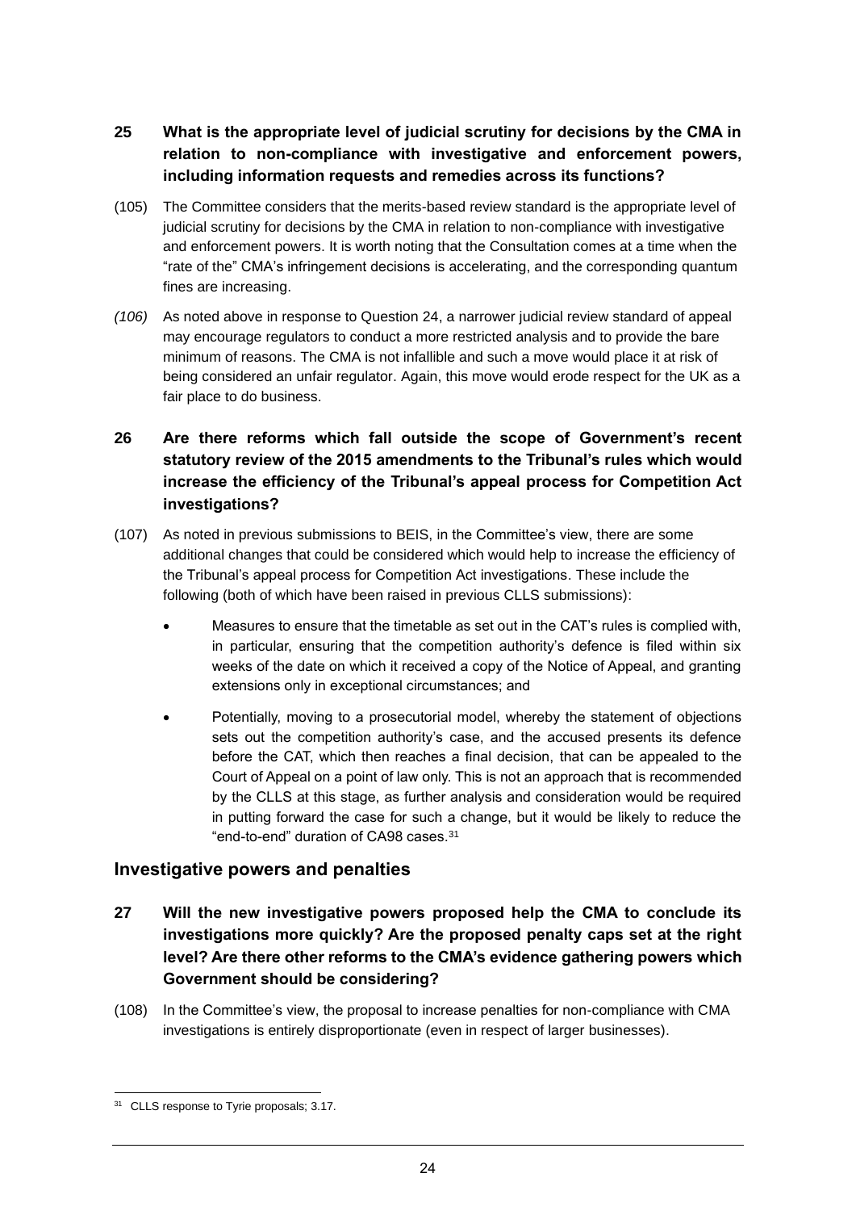**25 What is the appropriate level of judicial scrutiny for decisions by the CMA in relation to non-compliance with investigative and enforcement powers, including information requests and remedies across its functions?**

(105) The Committee considers that the merits-based review standard is the appropriate level of judicial scrutiny for decisions by the CMA in relation to non-compliance with investigative and enforcement powers. It is worth noting that the Consultation comes at a time when the "rate of the" CMA's infringement decisions is accelerating, and the corresponding quantum fines are increasing.

*(106)* As noted above in response to Question 24, a narrower judicial review standard of appeal may encourage regulators to conduct a more restricted analysis and to provide the bare minimum of reasons. The CMA is not infallible and such a move would place it at risk of being considered an unfair regulator. Again, this move would erode respect for the UK as a fair place to do business.

**26 Are there reforms which fall outside the scope of Government's recent statutory review of the 2015 amendments to the Tribunal's rules which would increase the efficiency of the Tribunal's appeal process for Competition Act investigations?**

(107) As noted in previous submissions to BEIS, in the Committee's view, there are some additional changes that could be considered which would help to increase the efficiency of the Tribunal's appeal process for Competition Act investigations. These include the following (both of which have been raised in previous CLLS submissions):

- Measures to ensure that the timetable as set out in the CAT's rules is complied with, in particular, ensuring that the competition authority's defence is filed within six weeks of the date on which it received a copy of the Notice of Appeal, and granting extensions only in exceptional circumstances; and
- Potentially, moving to a prosecutorial model, whereby the statement of objections sets out the competition authority's case, and the accused presents its defence before the CAT, which then reaches a final decision, that can be appealed to the Court of Appeal on a point of law only. This is not an approach that is recommended by the CLLS at this stage, as further analysis and consideration would be required in putting forward the case for such a change, but it would be likely to reduce the "end-to-end" duration of CA98 cases.[31]

## Investigative powers and penalties

**27 Will the new investigative powers proposed help the CMA to conclude its investigations more quickly? Are the proposed penalty caps set at the right level? Are there other reforms to the CMA's evidence gathering powers which Government should be considering?**

(108) In the Committee's view, the proposal to increase penalties for non-compliance with CMA investigations is entirely disproportionate (even in respect of larger businesses).

[31] CLLS response to Tyrie proposals; 3.17.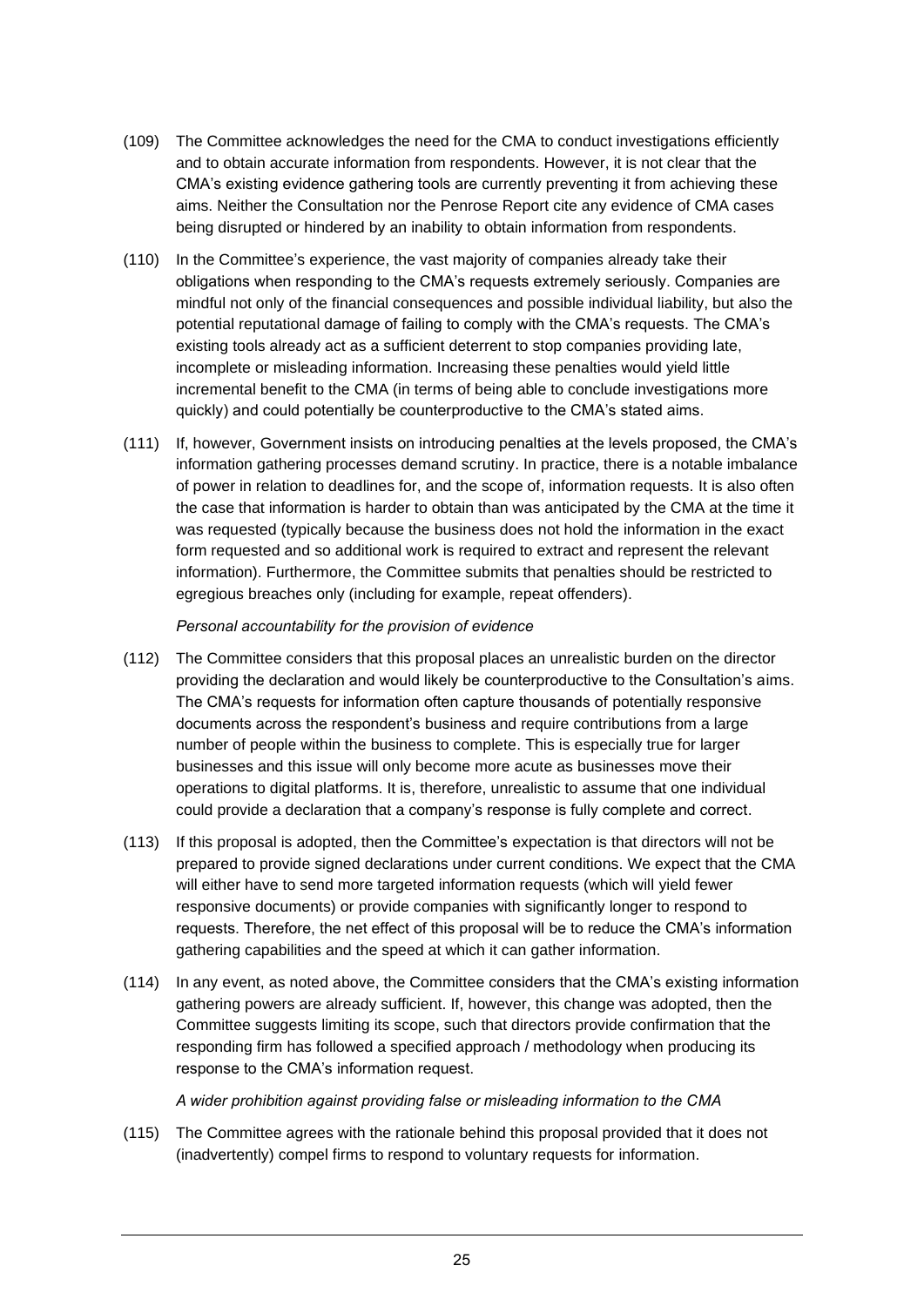(109) The Committee acknowledges the need for the CMA to conduct investigations efficiently and to obtain accurate information from respondents. However, it is not clear that the CMA's existing evidence gathering tools are currently preventing it from achieving these aims. Neither the Consultation nor the Penrose Report cite any evidence of CMA cases being disrupted or hindered by an inability to obtain information from respondents.

(110) In the Committee's experience, the vast majority of companies already take their obligations when responding to the CMA's requests extremely seriously. Companies are mindful not only of the financial consequences and possible individual liability, but also the potential reputational damage of failing to comply with the CMA's requests. The CMA's existing tools already act as a sufficient deterrent to stop companies providing late, incomplete or misleading information. Increasing these penalties would yield little incremental benefit to the CMA (in terms of being able to conclude investigations more quickly) and could potentially be counterproductive to the CMA's stated aims.

(111) If, however, Government insists on introducing penalties at the levels proposed, the CMA's information gathering processes demand scrutiny. In practice, there is a notable imbalance of power in relation to deadlines for, and the scope of, information requests. It is also often the case that information is harder to obtain than was anticipated by the CMA at the time it was requested (typically because the business does not hold the information in the exact form requested and so additional work is required to extract and represent the relevant information). Furthermore, the Committee submits that penalties should be restricted to egregious breaches only (including for example, repeat offenders).

*Personal accountability for the provision of evidence*

(112) The Committee considers that this proposal places an unrealistic burden on the director providing the declaration and would likely be counterproductive to the Consultation's aims. The CMA's requests for information often capture thousands of potentially responsive documents across the respondent's business and require contributions from a large number of people within the business to complete. This is especially true for larger businesses and this issue will only become more acute as businesses move their operations to digital platforms. It is, therefore, unrealistic to assume that one individual could provide a declaration that a company's response is fully complete and correct.

(113) If this proposal is adopted, then the Committee's expectation is that directors will not be prepared to provide signed declarations under current conditions. We expect that the CMA will either have to send more targeted information requests (which will yield fewer responsive documents) or provide companies with significantly longer to respond to requests. Therefore, the net effect of this proposal will be to reduce the CMA's information gathering capabilities and the speed at which it can gather information.

(114) In any event, as noted above, the Committee considers that the CMA's existing information gathering powers are already sufficient. If, however, this change was adopted, then the Committee suggests limiting its scope, such that directors provide confirmation that the responding firm has followed a specified approach / methodology when producing its response to the CMA's information request.

*A wider prohibition against providing false or misleading information to the CMA*

(115) The Committee agrees with the rationale behind this proposal provided that it does not (inadvertently) compel firms to respond to voluntary requests for information.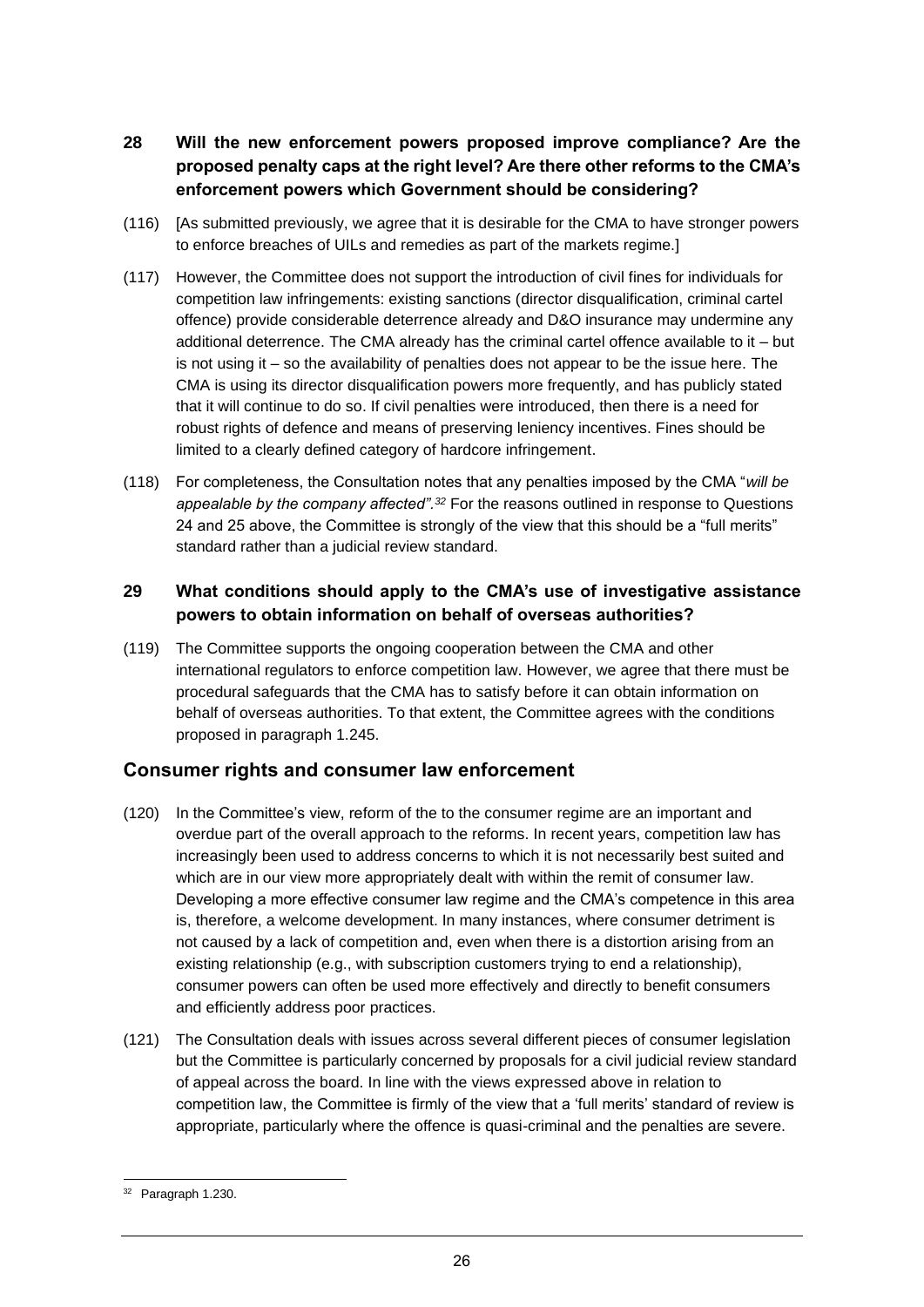**28 Will the new enforcement powers proposed improve compliance? Are the proposed penalty caps at the right level? Are there other reforms to the CMA's enforcement powers which Government should be considering?**

(116) [As submitted previously, we agree that it is desirable for the CMA to have stronger powers to enforce breaches of UILs and remedies as part of the markets regime.]

(117) However, the Committee does not support the introduction of civil fines for individuals for competition law infringements: existing sanctions (director disqualification, criminal cartel offence) provide considerable deterrence already and D&O insurance may undermine any additional deterrence. The CMA already has the criminal cartel offence available to it – but is not using it – so the availability of penalties does not appear to be the issue here. The CMA is using its director disqualification powers more frequently, and has publicly stated that it will continue to do so. If civil penalties were introduced, then there is a need for robust rights of defence and means of preserving leniency incentives. Fines should be limited to a clearly defined category of hardcore infringement.

(118) For completeness, the Consultation notes that any penalties imposed by the CMA "*will be appealable by the company affected*".[32] For the reasons outlined in response to Questions 24 and 25 above, the Committee is strongly of the view that this should be a "full merits" standard rather than a judicial review standard.

**29 What conditions should apply to the CMA's use of investigative assistance powers to obtain information on behalf of overseas authorities?**

(119) The Committee supports the ongoing cooperation between the CMA and other international regulators to enforce competition law. However, we agree that there must be procedural safeguards that the CMA has to satisfy before it can obtain information on behalf of overseas authorities. To that extent, the Committee agrees with the conditions proposed in paragraph 1.245.

## Consumer rights and consumer law enforcement

(120) In the Committee's view, reform of the to the consumer regime are an important and overdue part of the overall approach to the reforms. In recent years, competition law has increasingly been used to address concerns to which it is not necessarily best suited and which are in our view more appropriately dealt with within the remit of consumer law. Developing a more effective consumer law regime and the CMA's competence in this area is, therefore, a welcome development. In many instances, where consumer detriment is not caused by a lack of competition and, even when there is a distortion arising from an existing relationship (e.g., with subscription customers trying to end a relationship), consumer powers can often be used more effectively and directly to benefit consumers and efficiently address poor practices.

(121) The Consultation deals with issues across several different pieces of consumer legislation but the Committee is particularly concerned by proposals for a civil judicial review standard of appeal across the board. In line with the views expressed above in relation to competition law, the Committee is firmly of the view that a 'full merits' standard of review is appropriate, particularly where the offence is quasi-criminal and the penalties are severe.

---

[32] Paragraph 1.230.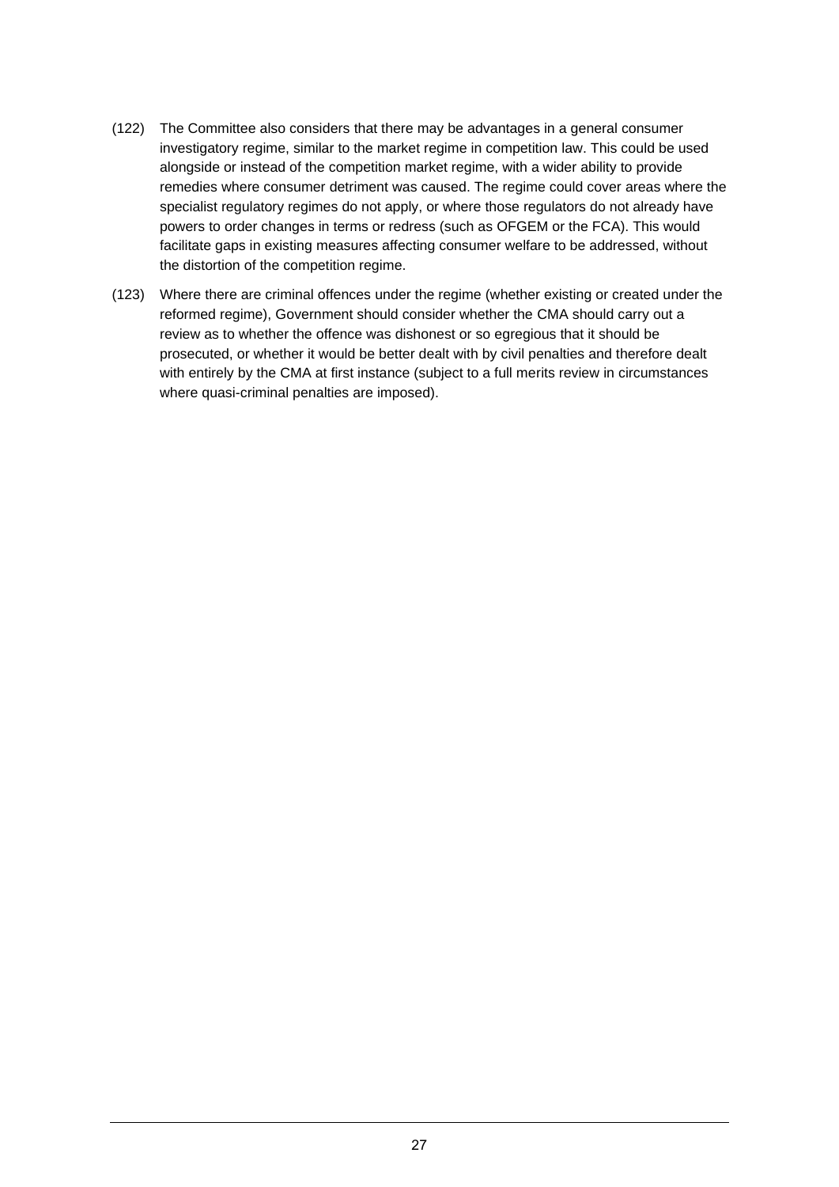(122) The Committee also considers that there may be advantages in a general consumer investigatory regime, similar to the market regime in competition law. This could be used alongside or instead of the competition market regime, with a wider ability to provide remedies where consumer detriment was caused. The regime could cover areas where the specialist regulatory regimes do not apply, or where those regulators do not already have powers to order changes in terms or redress (such as OFGEM or the FCA). This would facilitate gaps in existing measures affecting consumer welfare to be addressed, without the distortion of the competition regime.

(123) Where there are criminal offences under the regime (whether existing or created under the reformed regime), Government should consider whether the CMA should carry out a review as to whether the offence was dishonest or so egregious that it should be prosecuted, or whether it would be better dealt with by civil penalties and therefore dealt with entirely by the CMA at first instance (subject to a full merits review in circumstances where quasi-criminal penalties are imposed).